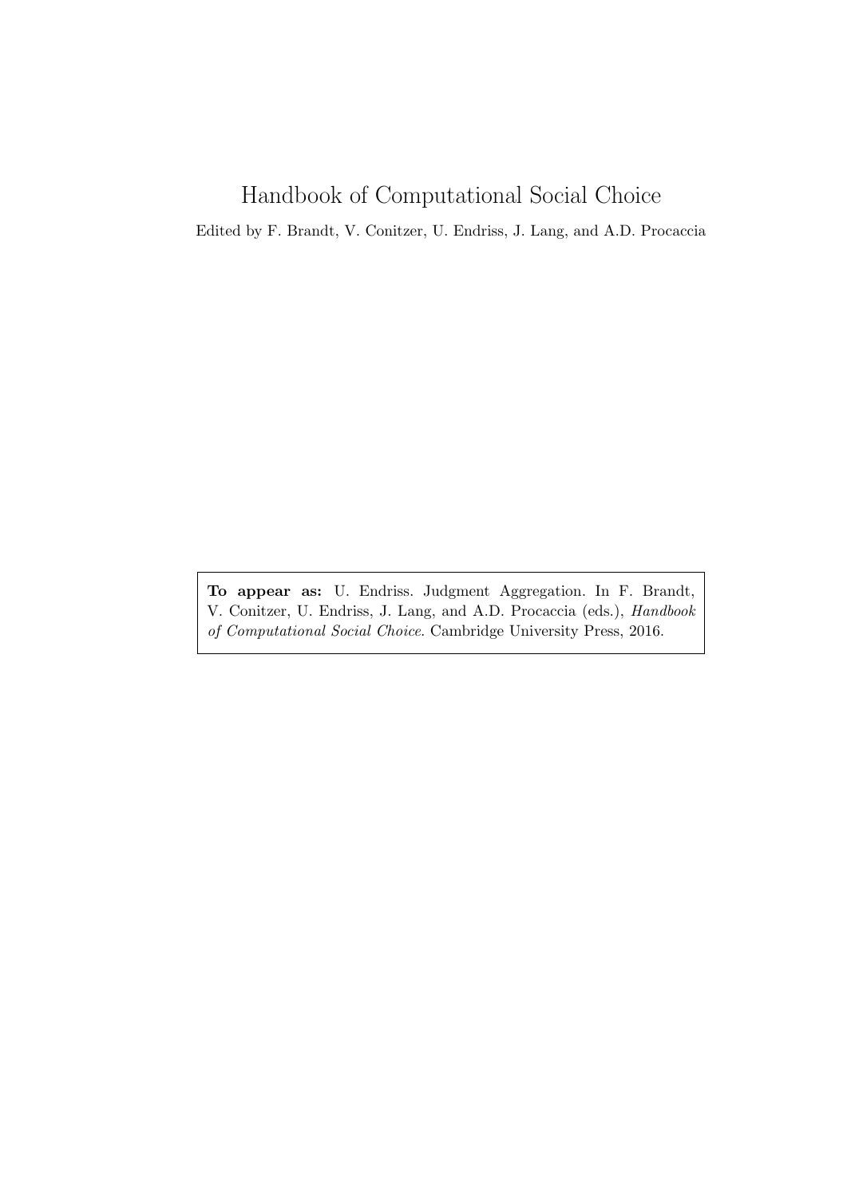# Handbook of Computational Social Choice

Edited by F. Brandt, V. Conitzer, U. Endriss, J. Lang, and A.D. Procaccia

**To appear as:** U. Endriss. Judgment Aggregation. In F. Brandt, V. Conitzer, U. Endriss, J. Lang, and A.D. Procaccia (eds.), *Handbook of Computational Social Choice*. Cambridge University Press, 2016.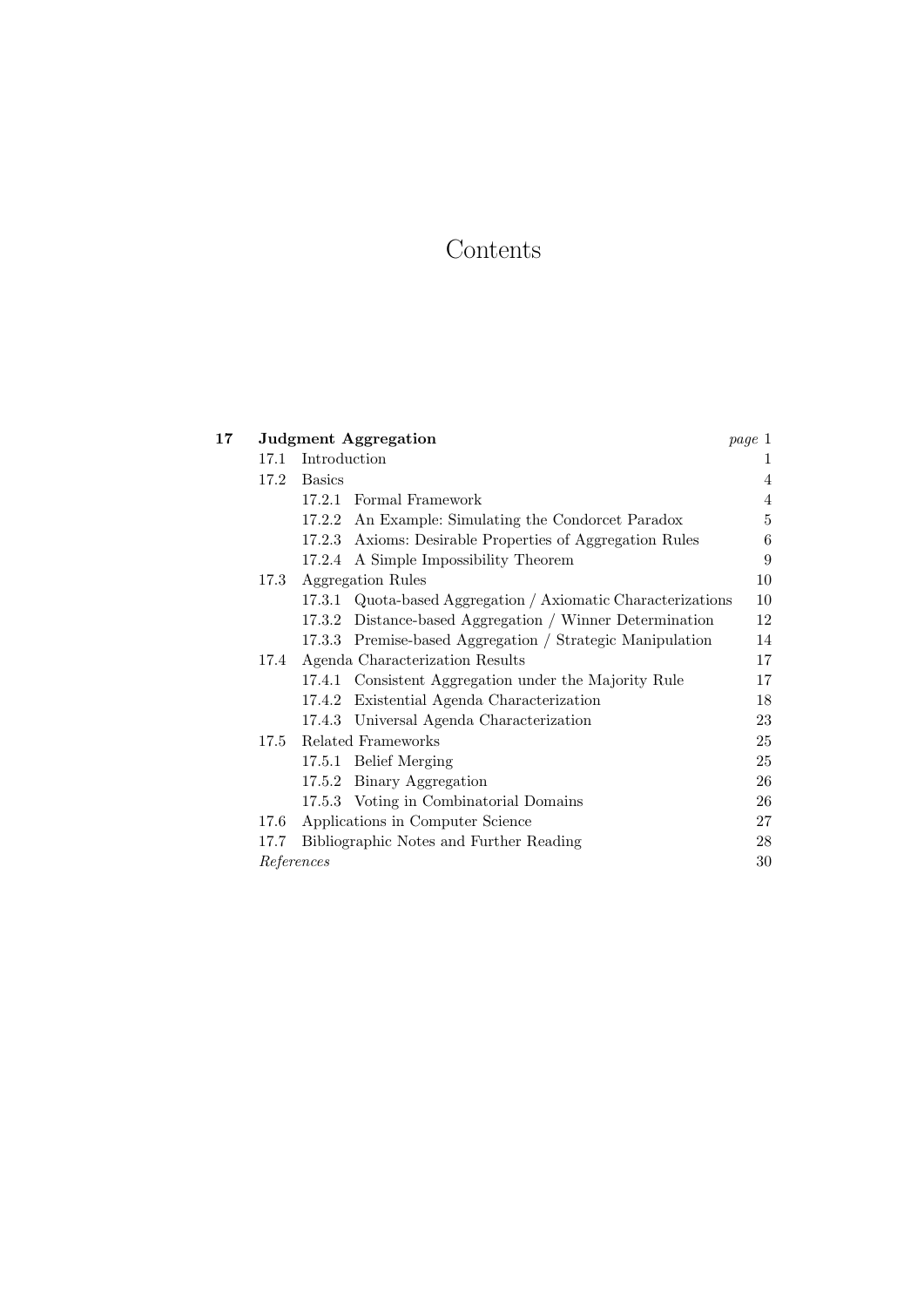# Contents

| | | | |
|---|---|---|---|
| **17** | **Judgment Aggregation** | | *page* 1 |
| | 17.1 | Introduction | 1 |
| | 17.2 | Basics | 4 |
| | | 17.2.1 Formal Framework | 4 |
| | | 17.2.2 An Example: Simulating the Condorcet Paradox | 5 |
| | | 17.2.3 Axioms: Desirable Properties of Aggregation Rules | 6 |
| | | 17.2.4 A Simple Impossibility Theorem | 9 |
| | 17.3 | Aggregation Rules | 10 |
| | | 17.3.1 Quota-based Aggregation / Axiomatic Characterizations | 10 |
| | | 17.3.2 Distance-based Aggregation / Winner Determination | 12 |
| | | 17.3.3 Premise-based Aggregation / Strategic Manipulation | 14 |
| | 17.4 | Agenda Characterization Results | 17 |
| | | 17.4.1 Consistent Aggregation under the Majority Rule | 17 |
| | | 17.4.2 Existential Agenda Characterization | 18 |
| | | 17.4.3 Universal Agenda Characterization | 23 |
| | 17.5 | Related Frameworks | 25 |
| | | 17.5.1 Belief Merging | 25 |
| | | 17.5.2 Binary Aggregation | 26 |
| | | 17.5.3 Voting in Combinatorial Domains | 26 |
| | 17.6 | Applications in Computer Science | 27 |
| | 17.7 | Bibliographic Notes and Further Reading | 28 |
| | *References* | | 30 |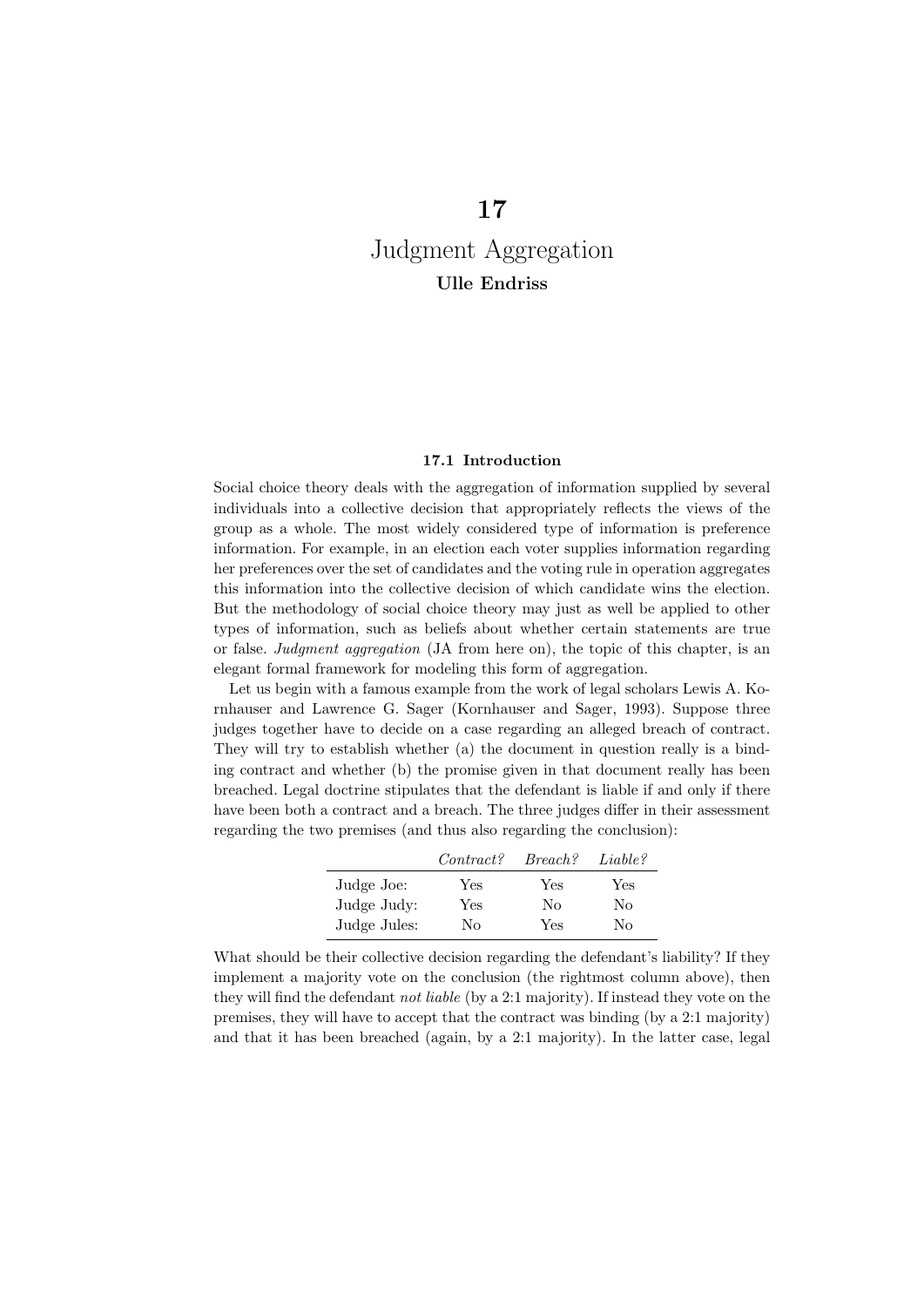# 17

# Judgment Aggregation

**Ulle Endriss**

### 17.1 Introduction

Social choice theory deals with the aggregation of information supplied by several individuals into a collective decision that appropriately reflects the views of the group as a whole. The most widely considered type of information is preference information. For example, in an election each voter supplies information regarding her preferences over the set of candidates and the voting rule in operation aggregates this information into the collective decision of which candidate wins the election. But the methodology of social choice theory may just as well be applied to other types of information, such as beliefs about whether certain statements are true or false. *Judgment aggregation* (JA from here on), the topic of this chapter, is an elegant formal framework for modeling this form of aggregation.

Let us begin with a famous example from the work of legal scholars Lewis A. Kornhauser and Lawrence G. Sager (Kornhauser and Sager, 1993). Suppose three judges together have to decide on a case regarding an alleged breach of contract. They will try to establish whether (a) the document in question really is a binding contract and whether (b) the promise given in that document really has been breached. Legal doctrine stipulates that the defendant is liable if and only if there have been both a contract and a breach. The three judges differ in their assessment regarding the two premises (and thus also regarding the conclusion):

| | *Contract?* | *Breach?* | *Liable?* |
|---|---|---|---|
| Judge Joe: | Yes | Yes | Yes |
| Judge Judy: | Yes | No | No |
| Judge Jules: | No | Yes | No |

What should be their collective decision regarding the defendant's liability? If they implement a majority vote on the conclusion (the rightmost column above), then they will find the defendant *not liable* (by a 2:1 majority). If instead they vote on the premises, they will have to accept that the contract was binding (by a 2:1 majority) and that it has been breached (again, by a 2:1 majority). In the latter case, legal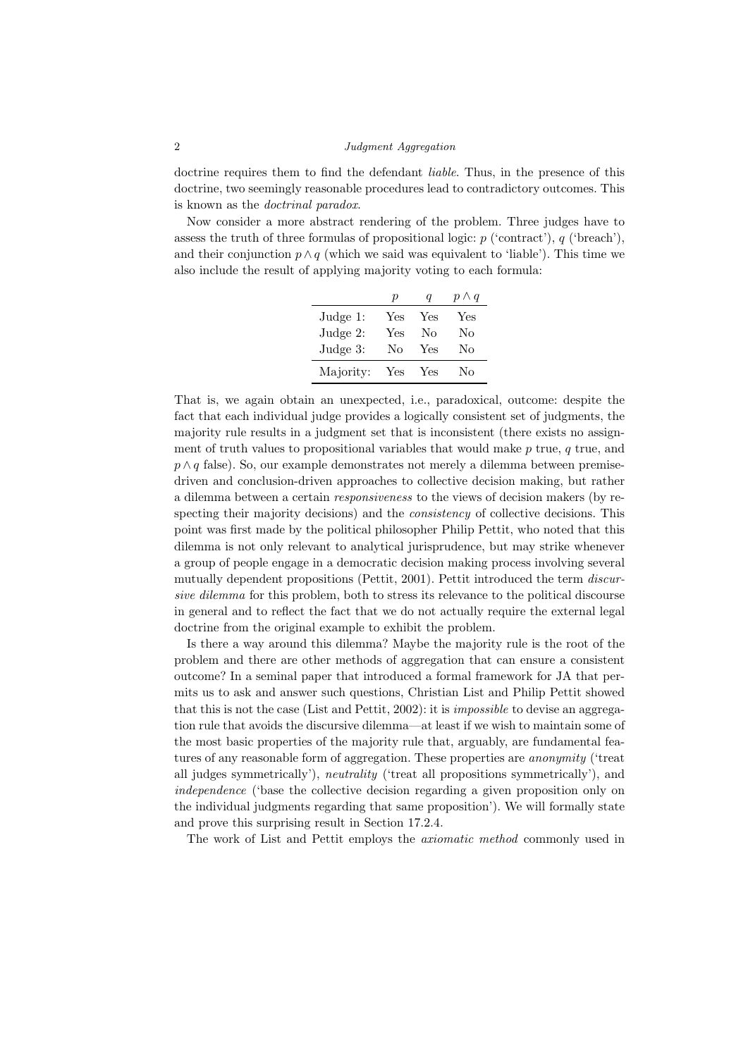doctrine requires them to find the defendant *liable*. Thus, in the presence of this doctrine, two seemingly reasonable procedures lead to contradictory outcomes. This is known as the *doctrinal paradox*.

Now consider a more abstract rendering of the problem. Three judges have to assess the truth of three formulas of propositional logic: $p$ ('contract'), $q$ ('breach'), and their conjunction $p \wedge q$ (which we said was equivalent to 'liable'). This time we also include the result of applying majority voting to each formula:

| | $p$ | $q$ | $p \wedge q$ |
|---|---|---|---|
| Judge 1: | Yes | Yes | Yes |
| Judge 2: | Yes | No | No |
| Judge 3: | No | Yes | No |
| Majority: | Yes | Yes | No |

That is, we again obtain an unexpected, i.e., paradoxical, outcome: despite the fact that each individual judge provides a logically consistent set of judgments, the majority rule results in a judgment set that is inconsistent (there exists no assignment of truth values to propositional variables that would make $p$ true, $q$ true, and $p \wedge q$ false). So, our example demonstrates not merely a dilemma between premise-driven and conclusion-driven approaches to collective decision making, but rather a dilemma between a certain *responsiveness* to the views of decision makers (by respecting their majority decisions) and the *consistency* of collective decisions. This point was first made by the political philosopher Philip Pettit, who noted that this dilemma is not only relevant to analytical jurisprudence, but may strike whenever a group of people engage in a democratic decision making process involving several mutually dependent propositions (Pettit, 2001). Pettit introduced the term *discursive dilemma* for this problem, both to stress its relevance to the political discourse in general and to reflect the fact that we do not actually require the external legal doctrine from the original example to exhibit the problem.

Is there a way around this dilemma? Maybe the majority rule is the root of the problem and there are other methods of aggregation that can ensure a consistent outcome? In a seminal paper that introduced a formal framework for JA that permits us to ask and answer such questions, Christian List and Philip Pettit showed that this is not the case (List and Pettit, 2002): it is *impossible* to devise an aggregation rule that avoids the discursive dilemma—at least if we wish to maintain some of the most basic properties of the majority rule that, arguably, are fundamental features of any reasonable form of aggregation. These properties are *anonymity* ('treat all judges symmetrically'), *neutrality* ('treat all propositions symmetrically'), and *independence* ('base the collective decision regarding a given proposition only on the individual judgments regarding that same proposition'). We will formally state and prove this surprising result in Section 17.2.4.

The work of List and Pettit employs the *axiomatic method* commonly used in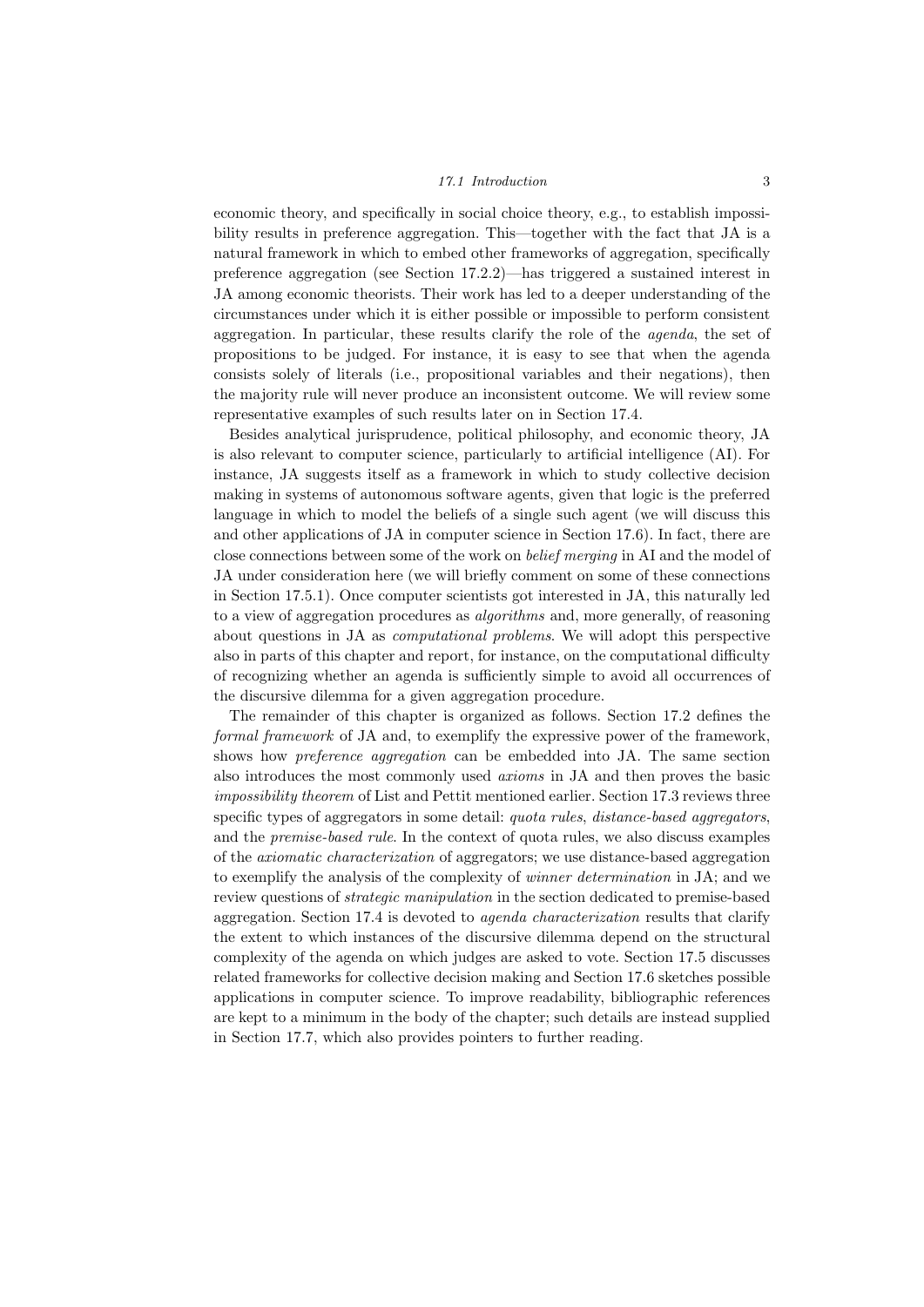economic theory, and specifically in social choice theory, e.g., to establish impossibility results in preference aggregation. This—together with the fact that JA is a natural framework in which to embed other frameworks of aggregation, specifically preference aggregation (see Section 17.2.2)—has triggered a sustained interest in JA among economic theorists. Their work has led to a deeper understanding of the circumstances under which it is either possible or impossible to perform consistent aggregation. In particular, these results clarify the role of the *agenda*, the set of propositions to be judged. For instance, it is easy to see that when the agenda consists solely of literals (i.e., propositional variables and their negations), then the majority rule will never produce an inconsistent outcome. We will review some representative examples of such results later on in Section 17.4.

Besides analytical jurisprudence, political philosophy, and economic theory, JA is also relevant to computer science, particularly to artificial intelligence (AI). For instance, JA suggests itself as a framework in which to study collective decision making in systems of autonomous software agents, given that logic is the preferred language in which to model the beliefs of a single such agent (we will discuss this and other applications of JA in computer science in Section 17.6). In fact, there are close connections between some of the work on *belief merging* in AI and the model of JA under consideration here (we will briefly comment on some of these connections in Section 17.5.1). Once computer scientists got interested in JA, this naturally led to a view of aggregation procedures as *algorithms* and, more generally, of reasoning about questions in JA as *computational problems*. We will adopt this perspective also in parts of this chapter and report, for instance, on the computational difficulty of recognizing whether an agenda is sufficiently simple to avoid all occurrences of the discursive dilemma for a given aggregation procedure.

The remainder of this chapter is organized as follows. Section 17.2 defines the *formal framework* of JA and, to exemplify the expressive power of the framework, shows how *preference aggregation* can be embedded into JA. The same section also introduces the most commonly used *axioms* in JA and then proves the basic *impossibility theorem* of List and Pettit mentioned earlier. Section 17.3 reviews three specific types of aggregators in some detail: *quota rules*, *distance-based aggregators*, and the *premise-based rule*. In the context of quota rules, we also discuss examples of the *axiomatic characterization* of aggregators; we use distance-based aggregation to exemplify the analysis of the complexity of *winner determination* in JA; and we review questions of *strategic manipulation* in the section dedicated to premise-based aggregation. Section 17.4 is devoted to *agenda characterization* results that clarify the extent to which instances of the discursive dilemma depend on the structural complexity of the agenda on which judges are asked to vote. Section 17.5 discusses related frameworks for collective decision making and Section 17.6 sketches possible applications in computer science. To improve readability, bibliographic references are kept to a minimum in the body of the chapter; such details are instead supplied in Section 17.7, which also provides pointers to further reading.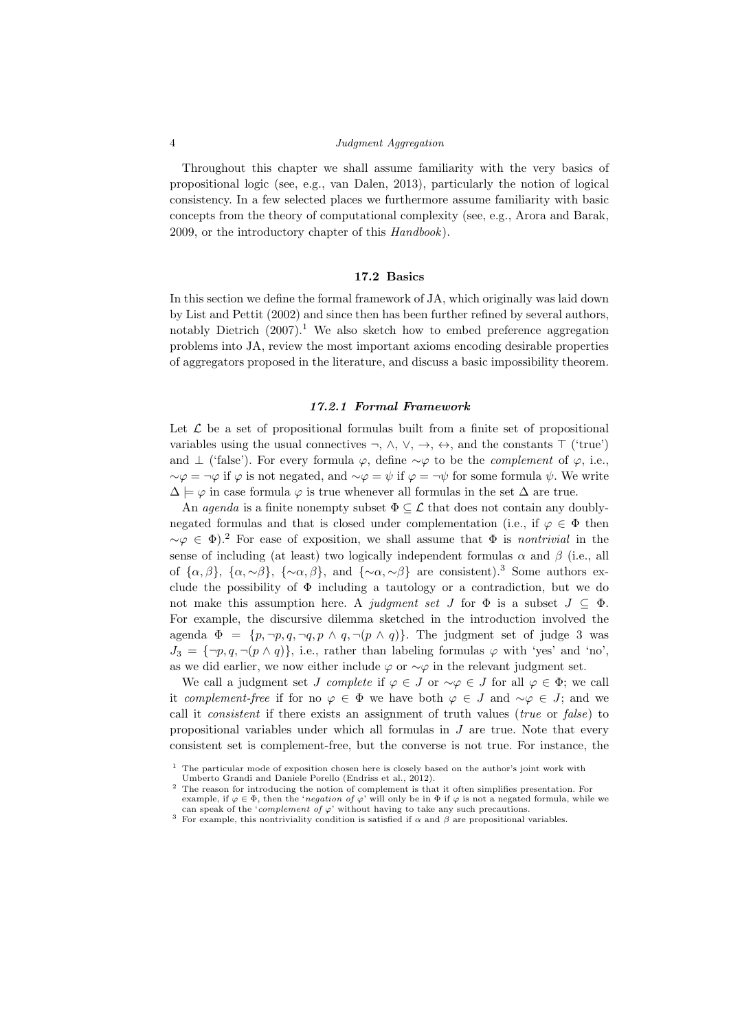Throughout this chapter we shall assume familiarity with the very basics of propositional logic (see, e.g., van Dalen, 2013), particularly the notion of logical consistency. In a few selected places we furthermore assume familiarity with basic concepts from the theory of computational complexity (see, e.g., Arora and Barak, 2009, or the introductory chapter of this *Handbook*).

## 17.2 Basics

In this section we define the formal framework of JA, which originally was laid down by List and Pettit (2002) and since then has been further refined by several authors, notably Dietrich (2007).[1] We also sketch how to embed preference aggregation problems into JA, review the most important axioms encoding desirable properties of aggregators proposed in the literature, and discuss a basic impossibility theorem.

### 17.2.1 Formal Framework

Let $\mathcal{L}$ be a set of propositional formulas built from a finite set of propositional variables using the usual connectives $\neg$, $\wedge$, $\vee$, $\rightarrow$, $\leftrightarrow$, and the constants $\top$ ('true') and $\bot$ ('false'). For every formula $\varphi$, define $\sim\!\varphi$ to be the *complement* of $\varphi$, i.e., $\sim\!\varphi = \neg\varphi$ if $\varphi$ is not negated, and $\sim\!\varphi = \psi$ if $\varphi = \neg\psi$ for some formula $\psi$. We write $\Delta \models \varphi$ in case formula $\varphi$ is true whenever all formulas in the set $\Delta$ are true.

An *agenda* is a finite nonempty subset $\Phi \subseteq \mathcal{L}$ that does not contain any doubly-negated formulas and that is closed under complementation (i.e., if $\varphi \in \Phi$ then $\sim\!\varphi \in \Phi$).[2] For ease of exposition, we shall assume that $\Phi$ is *nontrivial* in the sense of including (at least) two logically independent formulas $\alpha$ and $\beta$ (i.e., all of $\{\alpha, \beta\}$, $\{\alpha, \sim\!\beta\}$, $\{\sim\!\alpha, \beta\}$, and $\{\sim\!\alpha, \sim\!\beta\}$ are consistent).[3] Some authors exclude the possibility of $\Phi$ including a tautology or a contradiction, but we do not make this assumption here. A *judgment set* $J$ for $\Phi$ is a subset $J \subseteq \Phi$. For example, the discursive dilemma sketched in the introduction involved the agenda $\Phi = \{p, \neg p, q, \neg q, p \wedge q, \neg(p \wedge q)\}$. The judgment set of judge 3 was $J_3 = \{\neg p, q, \neg(p \wedge q)\}$, i.e., rather than labeling formulas $\varphi$ with 'yes' and 'no', as we did earlier, we now either include $\varphi$ or $\sim\!\varphi$ in the relevant judgment set.

We call a judgment set $J$ *complete* if $\varphi \in J$ or $\sim\!\varphi \in J$ for all $\varphi \in \Phi$; we call it *complement-free* if for no $\varphi \in \Phi$ we have both $\varphi \in J$ and $\sim\!\varphi \in J$; and we call it *consistent* if there exists an assignment of truth values (*true* or *false*) to propositional variables under which all formulas in $J$ are true. Note that every consistent set is complement-free, but the converse is not true. For instance, the

[1] The particular mode of exposition chosen here is closely based on the author's joint work with Umberto Grandi and Daniele Porello (Endriss et al., 2012).

[2] The reason for introducing the notion of complement is that it often simplifies presentation. For example, if $\varphi \in \Phi$, then the '*negation of* $\varphi$' will only be in $\Phi$ if $\varphi$ is not a negated formula, while we can speak of the '*complement of* $\varphi$' without having to take any such precautions.

[3] For example, this nontriviality condition is satisfied if $\alpha$ and $\beta$ are propositional variables.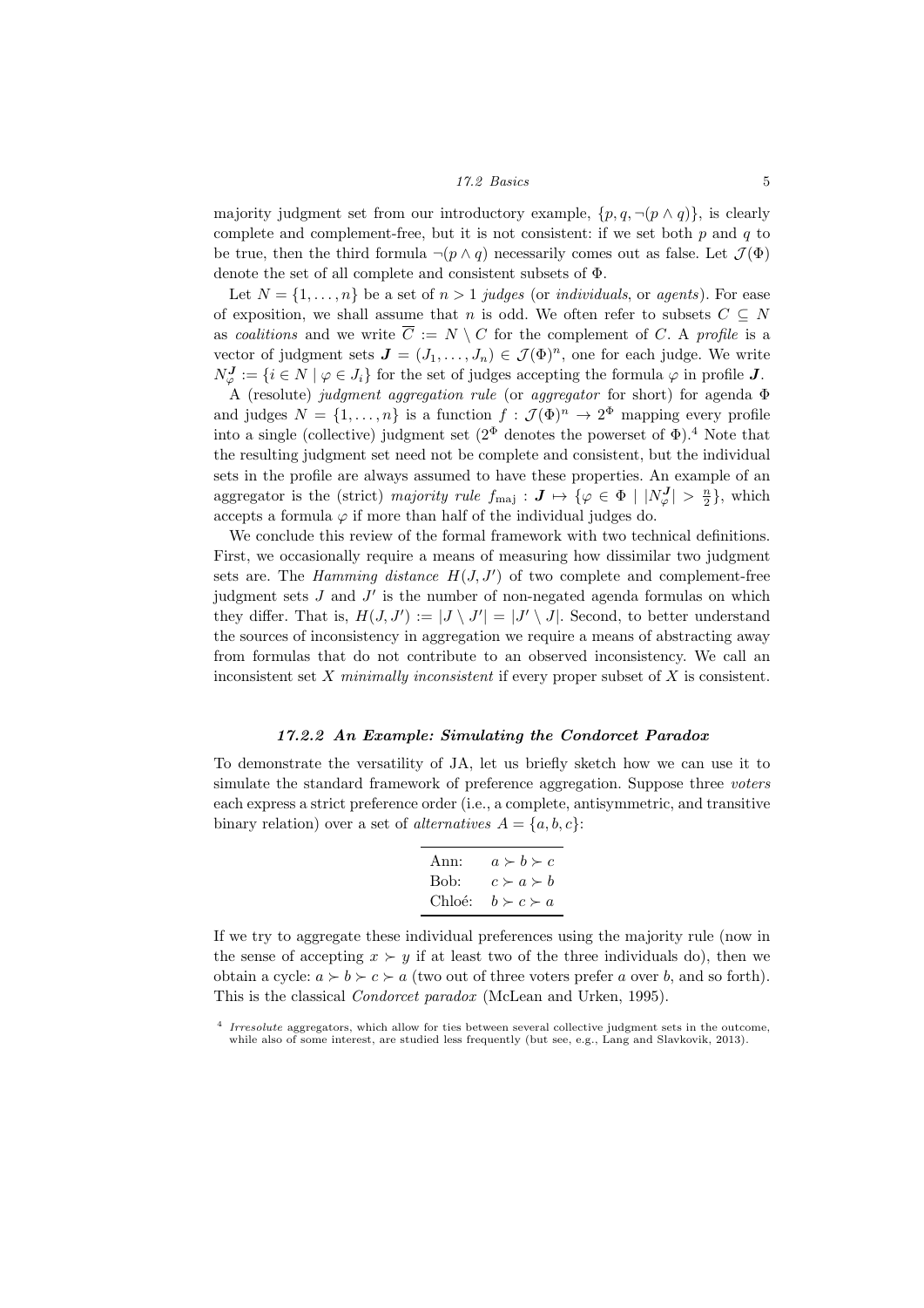majority judgment set from our introductory example, $\{p, q, \neg(p \wedge q)\}$, is clearly complete and complement-free, but it is not consistent: if we set both $p$ and $q$ to be true, then the third formula $\neg(p \wedge q)$ necessarily comes out as false. Let $\mathcal{J}(\Phi)$ denote the set of all complete and consistent subsets of $\Phi$.

Let $N = \{1, \ldots, n\}$ be a set of $n > 1$ *judges* (or *individuals*, or *agents*). For ease of exposition, we shall assume that $n$ is odd. We often refer to subsets $C \subseteq N$ as *coalitions* and we write $\overline{C} := N \setminus C$ for the complement of $C$. A *profile* is a vector of judgment sets $\boldsymbol{J} = (J_1, \ldots, J_n) \in \mathcal{J}(\Phi)^n$, one for each judge. We write $N_\varphi^{\boldsymbol{J}} := \{i \in N \mid \varphi \in J_i\}$ for the set of judges accepting the formula $\varphi$ in profile $\boldsymbol{J}$.

A (resolute) *judgment aggregation rule* (or *aggregator* for short) for agenda $\Phi$ and judges $N = \{1, \ldots, n\}$ is a function $f : \mathcal{J}(\Phi)^n \to 2^\Phi$ mapping every profile into a single (collective) judgment set ($2^\Phi$ denotes the powerset of $\Phi$).[4] Note that the resulting judgment set need not be complete and consistent, but the individual sets in the profile are always assumed to have these properties. An example of an aggregator is the (strict) *majority rule* $f_{\text{maj}} : \boldsymbol{J} \mapsto \{\varphi \in \Phi \mid |N_\varphi^{\boldsymbol{J}}| > \frac{n}{2}\}$, which accepts a formula $\varphi$ if more than half of the individual judges do.

We conclude this review of the formal framework with two technical definitions. First, we occasionally require a means of measuring how dissimilar two judgment sets are. The *Hamming distance* $H(J, J')$ of two complete and complement-free judgment sets $J$ and $J'$ is the number of non-negated agenda formulas on which they differ. That is, $H(J, J') := |J \setminus J'| = |J' \setminus J|$. Second, to better understand the sources of inconsistency in aggregation we require a means of abstracting away from formulas that do not contribute to an observed inconsistency. We call an inconsistent set $X$ *minimally inconsistent* if every proper subset of $X$ is consistent.

### 17.2.2 An Example: Simulating the Condorcet Paradox

To demonstrate the versatility of JA, let us briefly sketch how we can use it to simulate the standard framework of preference aggregation. Suppose three *voters* each express a strict preference order (i.e., a complete, antisymmetric, and transitive binary relation) over a set of *alternatives* $A = \{a, b, c\}$:

| | |
|---|---|
| Ann: | $a \succ b \succ c$ |
| Bob: | $c \succ a \succ b$ |
| Chloé: | $b \succ c \succ a$ |

If we try to aggregate these individual preferences using the majority rule (now in the sense of accepting $x \succ y$ if at least two of the three individuals do), then we obtain a cycle: $a \succ b \succ c \succ a$ (two out of three voters prefer $a$ over $b$, and so forth). This is the classical *Condorcet paradox* (McLean and Urken, 1995).

[4] *Irresolute* aggregators, which allow for ties between several collective judgment sets in the outcome, while also of some interest, are studied less frequently (but see, e.g., Lang and Slavkovik, 2013).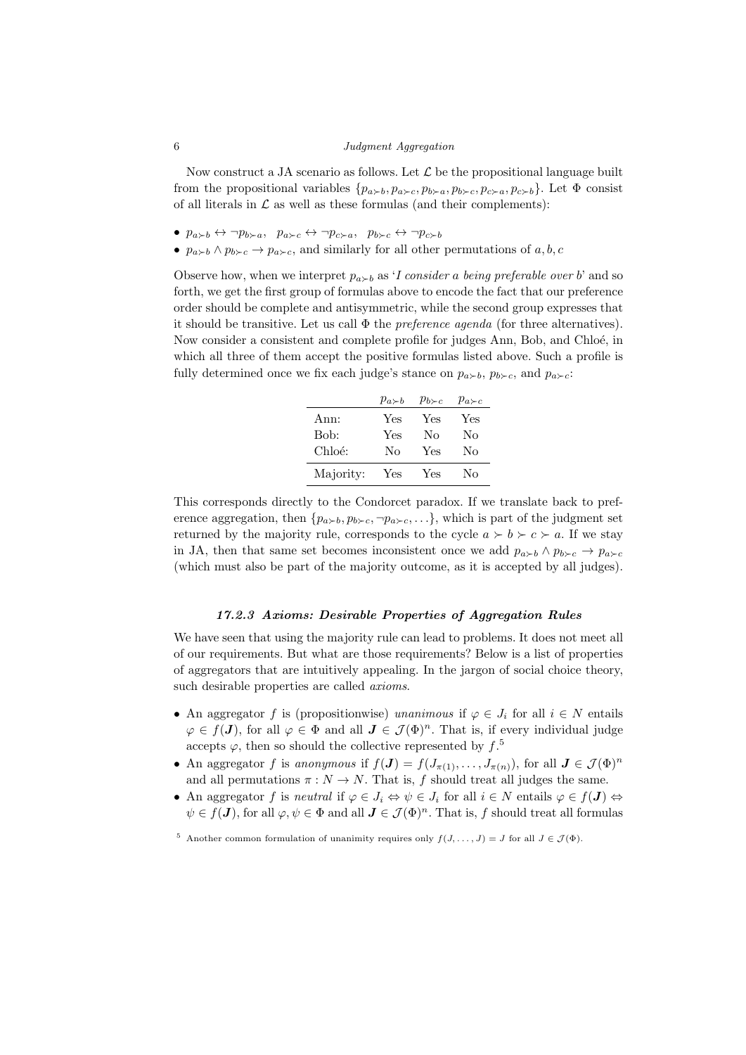Now construct a JA scenario as follows. Let $\mathcal{L}$ be the propositional language built from the propositional variables $\{p_{a\succ b}, p_{a\succ c}, p_{b\succ a}, p_{b\succ c}, p_{c\succ a}, p_{c\succ b}\}$. Let $\Phi$ consist of all literals in $\mathcal{L}$ as well as these formulas (and their complements):

- $p_{a\succ b} \leftrightarrow \neg p_{b\succ a}$, $\;p_{a\succ c} \leftrightarrow \neg p_{c\succ a}$, $\;p_{b\succ c} \leftrightarrow \neg p_{c\succ b}$
- $p_{a\succ b} \wedge p_{b\succ c} \to p_{a\succ c}$, and similarly for all other permutations of $a, b, c$

Observe how, when we interpret $p_{a\succ b}$ as '*I consider a being preferable over b*' and so forth, we get the first group of formulas above to encode the fact that our preference order should be complete and antisymmetric, while the second group expresses that it should be transitive. Let us call $\Phi$ the *preference agenda* (for three alternatives). Now consider a consistent and complete profile for judges Ann, Bob, and Chloé, in which all three of them accept the positive formulas listed above. Such a profile is fully determined once we fix each judge's stance on $p_{a\succ b}$, $p_{b\succ c}$, and $p_{a\succ c}$:

| | $p_{a\succ b}$ | $p_{b\succ c}$ | $p_{a\succ c}$ |
|---|---|---|---|
| Ann: | Yes | Yes | Yes |
| Bob: | Yes | No | No |
| Chloé: | No | Yes | No |
| Majority: | Yes | Yes | No |

This corresponds directly to the Condorcet paradox. If we translate back to preference aggregation, then $\{p_{a\succ b}, p_{b\succ c}, \neg p_{a\succ c}, \ldots\}$, which is part of the judgment set returned by the majority rule, corresponds to the cycle $a \succ b \succ c \succ a$. If we stay in JA, then that same set becomes inconsistent once we add $p_{a\succ b} \wedge p_{b\succ c} \to p_{a\succ c}$ (which must also be part of the majority outcome, as it is accepted by all judges).

### 17.2.3 Axioms: Desirable Properties of Aggregation Rules

We have seen that using the majority rule can lead to problems. It does not meet all of our requirements. But what are those requirements? Below is a list of properties of aggregators that are intuitively appealing. In the jargon of social choice theory, such desirable properties are called *axioms*.

- An aggregator $f$ is (propositionwise) *unanimous* if $\varphi \in J_i$ for all $i \in N$ entails $\varphi \in f(\boldsymbol{J})$, for all $\varphi \in \Phi$ and all $\boldsymbol{J} \in \mathcal{J}(\Phi)^n$. That is, if every individual judge accepts $\varphi$, then so should the collective represented by $f$.[5]
- An aggregator $f$ is *anonymous* if $f(\boldsymbol{J}) = f(J_{\pi(1)}, \ldots, J_{\pi(n)})$, for all $\boldsymbol{J} \in \mathcal{J}(\Phi)^n$ and all permutations $\pi : N \to N$. That is, $f$ should treat all judges the same.
- An aggregator $f$ is *neutral* if $\varphi \in J_i \Leftrightarrow \psi \in J_i$ for all $i \in N$ entails $\varphi \in f(\boldsymbol{J}) \Leftrightarrow \psi \in f(\boldsymbol{J})$, for all $\varphi, \psi \in \Phi$ and all $\boldsymbol{J} \in \mathcal{J}(\Phi)^n$. That is, $f$ should treat all formulas

[5] Another common formulation of unanimity requires only $f(J, \ldots, J) = J$ for all $J \in \mathcal{J}(\Phi)$.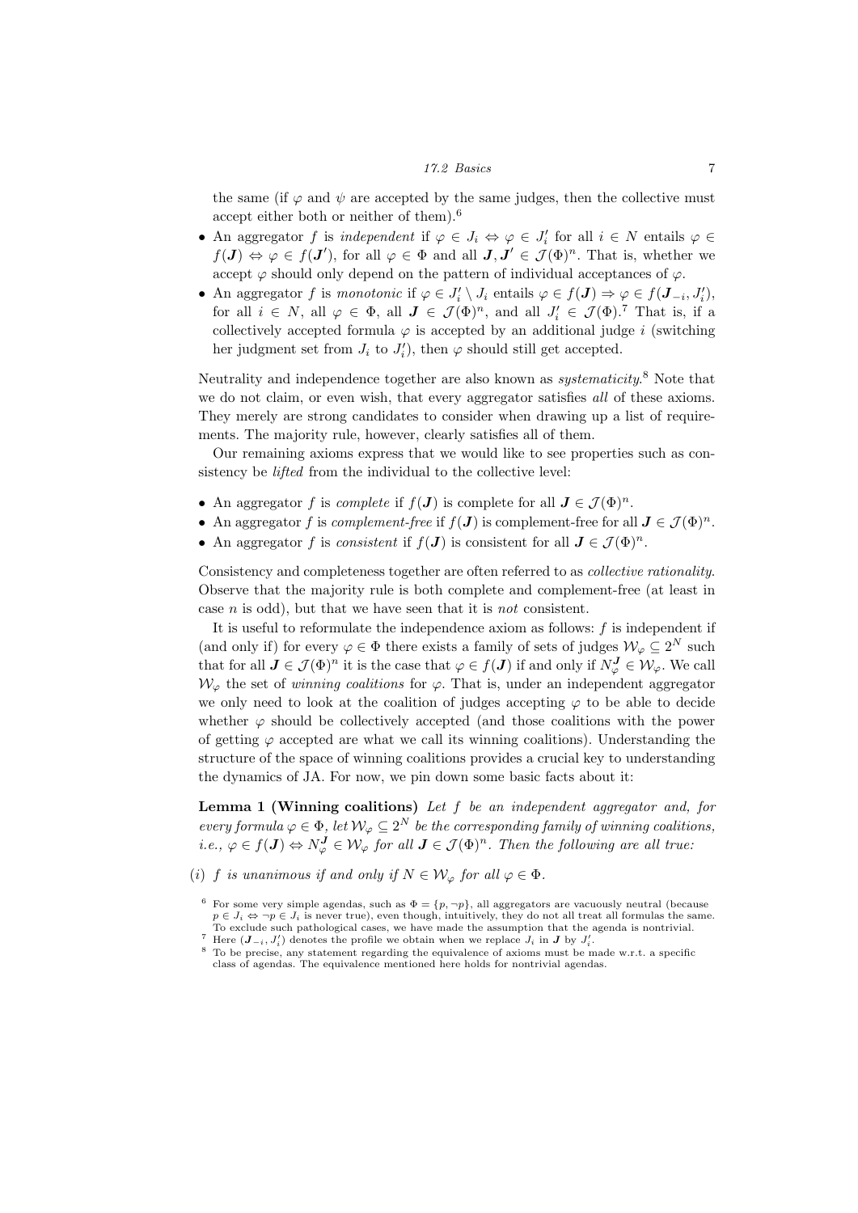the same (if $\varphi$ and $\psi$ are accepted by the same judges, then the collective must accept either both or neither of them).[6]

- An aggregator $f$ is *independent* if $\varphi \in J_i \Leftrightarrow \varphi \in J'_i$ for all $i \in N$ entails $\varphi \in f(\boldsymbol{J}) \Leftrightarrow \varphi \in f(\boldsymbol{J}')$, for all $\varphi \in \Phi$ and all $\boldsymbol{J}, \boldsymbol{J}' \in \mathcal{J}(\Phi)^n$. That is, whether we accept $\varphi$ should only depend on the pattern of individual acceptances of $\varphi$.
- An aggregator $f$ is *monotonic* if $\varphi \in J'_i \setminus J_i$ entails $\varphi \in f(\boldsymbol{J}) \Rightarrow \varphi \in f(\boldsymbol{J}_{-i}, J'_i)$, for all $i \in N$, all $\varphi \in \Phi$, all $\boldsymbol{J} \in \mathcal{J}(\Phi)^n$, and all $J'_i \in \mathcal{J}(\Phi)$.[7] That is, if a collectively accepted formula $\varphi$ is accepted by an additional judge $i$ (switching her judgment set from $J_i$ to $J'_i$), then $\varphi$ should still get accepted.

Neutrality and independence together are also known as *systematicity*.[8] Note that we do not claim, or even wish, that every aggregator satisfies *all* of these axioms. They merely are strong candidates to consider when drawing up a list of requirements. The majority rule, however, clearly satisfies all of them.

Our remaining axioms express that we would like to see properties such as consistency be *lifted* from the individual to the collective level:

- An aggregator $f$ is *complete* if $f(\boldsymbol{J})$ is complete for all $\boldsymbol{J} \in \mathcal{J}(\Phi)^n$.
- An aggregator $f$ is *complement-free* if $f(\boldsymbol{J})$ is complement-free for all $\boldsymbol{J} \in \mathcal{J}(\Phi)^n$.
- An aggregator $f$ is *consistent* if $f(\boldsymbol{J})$ is consistent for all $\boldsymbol{J} \in \mathcal{J}(\Phi)^n$.

Consistency and completeness together are often referred to as *collective rationality*. Observe that the majority rule is both complete and complement-free (at least in case $n$ is odd), but that we have seen that it is *not* consistent.

It is useful to reformulate the independence axiom as follows: $f$ is independent if (and only if) for every $\varphi \in \Phi$ there exists a family of sets of judges $\mathcal{W}_\varphi \subseteq 2^N$ such that for all $\boldsymbol{J} \in \mathcal{J}(\Phi)^n$ it is the case that $\varphi \in f(\boldsymbol{J})$ if and only if $N^{\boldsymbol{J}}_\varphi \in \mathcal{W}_\varphi$. We call $\mathcal{W}_\varphi$ the set of *winning coalitions* for $\varphi$. That is, under an independent aggregator we only need to look at the coalition of judges accepting $\varphi$ to be able to decide whether $\varphi$ should be collectively accepted (and those coalitions with the power of getting $\varphi$ accepted are what we call its winning coalitions). Understanding the structure of the space of winning coalitions provides a crucial key to understanding the dynamics of JA. For now, we pin down some basic facts about it:

**Lemma 1 (Winning coalitions)** *Let $f$ be an independent aggregator and, for every formula $\varphi \in \Phi$, let $\mathcal{W}_\varphi \subseteq 2^N$ be the corresponding family of winning coalitions, i.e., $\varphi \in f(\boldsymbol{J}) \Leftrightarrow N^{\boldsymbol{J}}_\varphi \in \mathcal{W}_\varphi$ for all $\boldsymbol{J} \in \mathcal{J}(\Phi)^n$. Then the following are all true:*

(*i*) *$f$ is unanimous if and only if $N \in \mathcal{W}_\varphi$ for all $\varphi \in \Phi$.*

---

[6] For some very simple agendas, such as $\Phi = \{p, \neg p\}$, all aggregators are vacuously neutral (because $p \in J_i \Leftrightarrow \neg p \in J_i$ is never true), even though, intuitively, they do not all treat all formulas the same. To exclude such pathological cases, we have made the assumption that the agenda is nontrivial.

[7] Here $(\boldsymbol{J}_{-i}, J'_i)$ denotes the profile we obtain when we replace $J_i$ in $\boldsymbol{J}$ by $J'_i$.

[8] To be precise, any statement regarding the equivalence of axioms must be made w.r.t. a specific class of agendas. The equivalence mentioned here holds for nontrivial agendas.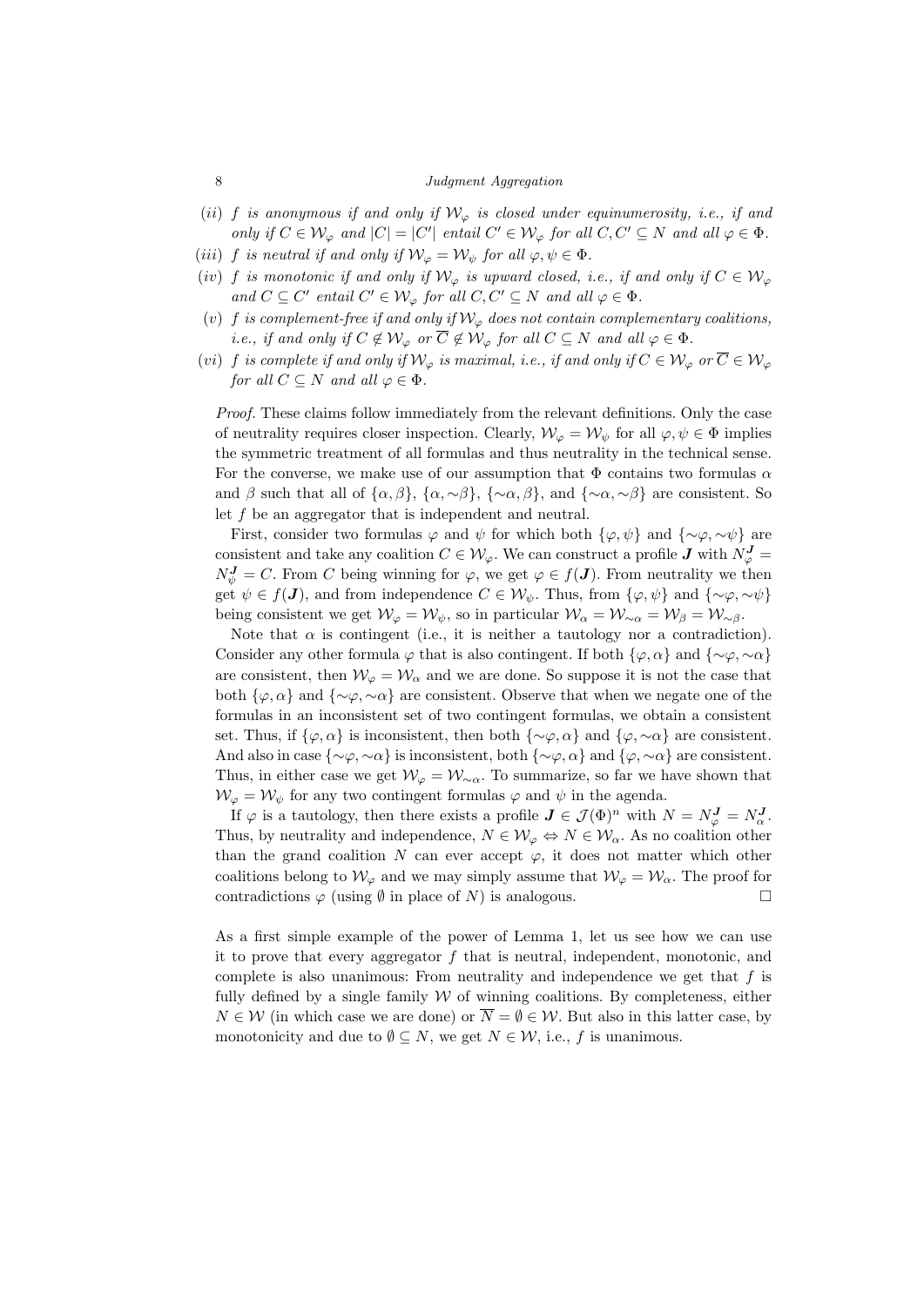(*ii*) *f is anonymous if and only if $\mathcal{W}_\varphi$ is closed under equinumerosity, i.e., if and only if $C \in \mathcal{W}_\varphi$ and $|C| = |C'|$ entail $C' \in \mathcal{W}_\varphi$ for all $C, C' \subseteq N$ and all $\varphi \in \Phi$.*

(*iii*) *f is neutral if and only if $\mathcal{W}_\varphi = \mathcal{W}_\psi$ for all $\varphi, \psi \in \Phi$.*

(*iv*) *f is monotonic if and only if $\mathcal{W}_\varphi$ is upward closed, i.e., if and only if $C \in \mathcal{W}_\varphi$ and $C \subseteq C'$ entail $C' \in \mathcal{W}_\varphi$ for all $C, C' \subseteq N$ and all $\varphi \in \Phi$.*

(*v*) *f is complement-free if and only if $\mathcal{W}_\varphi$ does not contain complementary coalitions, i.e., if and only if $C \notin \mathcal{W}_\varphi$ or $\overline{C} \notin \mathcal{W}_\varphi$ for all $C \subseteq N$ and all $\varphi \in \Phi$.*

(*vi*) *f is complete if and only if $\mathcal{W}_\varphi$ is maximal, i.e., if and only if $C \in \mathcal{W}_\varphi$ or $\overline{C} \in \mathcal{W}_\varphi$ for all $C \subseteq N$ and all $\varphi \in \Phi$.*

*Proof.* These claims follow immediately from the relevant definitions. Only the case of neutrality requires closer inspection. Clearly, $\mathcal{W}_\varphi = \mathcal{W}_\psi$ for all $\varphi, \psi \in \Phi$ implies the symmetric treatment of all formulas and thus neutrality in the technical sense. For the converse, we make use of our assumption that $\Phi$ contains two formulas $\alpha$ and $\beta$ such that all of $\{\alpha, \beta\}$, $\{\alpha, {\sim}\beta\}$, $\{{\sim}\alpha, \beta\}$, and $\{{\sim}\alpha, {\sim}\beta\}$ are consistent. So let $f$ be an aggregator that is independent and neutral.

First, consider two formulas $\varphi$ and $\psi$ for which both $\{\varphi, \psi\}$ and $\{{\sim}\varphi, {\sim}\psi\}$ are consistent and take any coalition $C \in \mathcal{W}_\varphi$. We can construct a profile $\boldsymbol{J}$ with $N_\varphi^{\boldsymbol{J}} = N_\psi^{\boldsymbol{J}} = C$. From $C$ being winning for $\varphi$, we get $\varphi \in f(\boldsymbol{J})$. From neutrality we then get $\psi \in f(\boldsymbol{J})$, and from independence $C \in \mathcal{W}_\psi$. Thus, from $\{\varphi, \psi\}$ and $\{{\sim}\varphi, {\sim}\psi\}$ being consistent we get $\mathcal{W}_\varphi = \mathcal{W}_\psi$, so in particular $\mathcal{W}_\alpha = \mathcal{W}_{{\sim}\alpha} = \mathcal{W}_\beta = \mathcal{W}_{{\sim}\beta}$.

Note that $\alpha$ is contingent (i.e., it is neither a tautology nor a contradiction). Consider any other formula $\varphi$ that is also contingent. If both $\{\varphi, \alpha\}$ and $\{{\sim}\varphi, {\sim}\alpha\}$ are consistent, then $\mathcal{W}_\varphi = \mathcal{W}_\alpha$ and we are done. So suppose it is not the case that both $\{\varphi, \alpha\}$ and $\{{\sim}\varphi, {\sim}\alpha\}$ are consistent. Observe that when we negate one of the formulas in an inconsistent set of two contingent formulas, we obtain a consistent set. Thus, if $\{\varphi, \alpha\}$ is inconsistent, then both $\{{\sim}\varphi, \alpha\}$ and $\{\varphi, {\sim}\alpha\}$ are consistent. And also in case $\{{\sim}\varphi, {\sim}\alpha\}$ is inconsistent, both $\{{\sim}\varphi, \alpha\}$ and $\{\varphi, {\sim}\alpha\}$ are consistent. Thus, in either case we get $\mathcal{W}_\varphi = \mathcal{W}_{{\sim}\alpha}$. To summarize, so far we have shown that $\mathcal{W}_\varphi = \mathcal{W}_\psi$ for any two contingent formulas $\varphi$ and $\psi$ in the agenda.

If $\varphi$ is a tautology, then there exists a profile $\boldsymbol{J} \in \mathcal{J}(\Phi)^n$ with $N = N_\varphi^{\boldsymbol{J}} = N_\alpha^{\boldsymbol{J}}$. Thus, by neutrality and independence, $N \in \mathcal{W}_\varphi \Leftrightarrow N \in \mathcal{W}_\alpha$. As no coalition other than the grand coalition $N$ can ever accept $\varphi$, it does not matter which other coalitions belong to $\mathcal{W}_\varphi$ and we may simply assume that $\mathcal{W}_\varphi = \mathcal{W}_\alpha$. The proof for contradictions $\varphi$ (using $\emptyset$ in place of $N$) is analogous. □

As a first simple example of the power of Lemma 1, let us see how we can use it to prove that every aggregator $f$ that is neutral, independent, monotonic, and complete is also unanimous: From neutrality and independence we get that $f$ is fully defined by a single family $\mathcal{W}$ of winning coalitions. By completeness, either $N \in \mathcal{W}$ (in which case we are done) or $\overline{N} = \emptyset \in \mathcal{W}$. But also in this latter case, by monotonicity and due to $\emptyset \subseteq N$, we get $N \in \mathcal{W}$, i.e., $f$ is unanimous.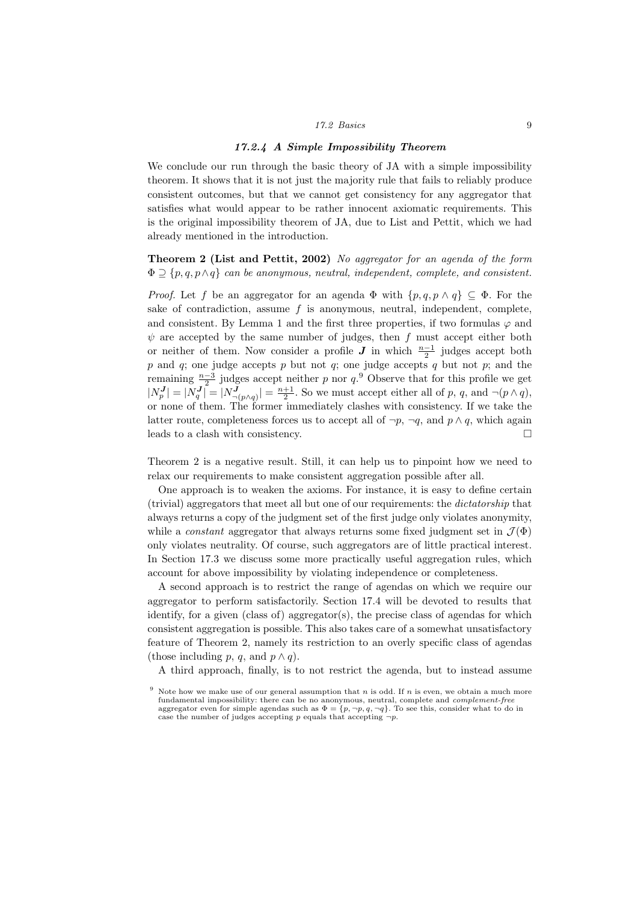### *17.2.4 A Simple Impossibility Theorem*

We conclude our run through the basic theory of JA with a simple impossibility theorem. It shows that it is not just the majority rule that fails to reliably produce consistent outcomes, but that we cannot get consistency for any aggregator that satisfies what would appear to be rather innocent axiomatic requirements. This is the original impossibility theorem of JA, due to List and Pettit, which we had already mentioned in the introduction.

**Theorem 2 (List and Pettit, 2002)** *No aggregator for an agenda of the form* $\Phi \supseteq \{p, q, p \wedge q\}$ *can be anonymous, neutral, independent, complete, and consistent.*

*Proof.* Let $f$ be an aggregator for an agenda $\Phi$ with $\{p, q, p \wedge q\} \subseteq \Phi$. For the sake of contradiction, assume $f$ is anonymous, neutral, independent, complete, and consistent. By Lemma 1 and the first three properties, if two formulas $\varphi$ and $\psi$ are accepted by the same number of judges, then $f$ must accept either both or neither of them. Now consider a profile $\boldsymbol{J}$ in which $\frac{n-1}{2}$ judges accept both $p$ and $q$; one judge accepts $p$ but not $q$; one judge accepts $q$ but not $p$; and the remaining $\frac{n-3}{2}$ judges accept neither $p$ nor $q$.[9] Observe that for this profile we get $|N_p^{\boldsymbol{J}}| = |N_q^{\boldsymbol{J}}| = |N_{\neg(p \wedge q)}^{\boldsymbol{J}}| = \frac{n+1}{2}$. So we must accept either all of $p$, $q$, and $\neg(p \wedge q)$, or none of them. The former immediately clashes with consistency. If we take the latter route, completeness forces us to accept all of $\neg p$, $\neg q$, and $p \wedge q$, which again leads to a clash with consistency. □

Theorem 2 is a negative result. Still, it can help us to pinpoint how we need to relax our requirements to make consistent aggregation possible after all.

One approach is to weaken the axioms. For instance, it is easy to define certain (trivial) aggregators that meet all but one of our requirements: the *dictatorship* that always returns a copy of the judgment set of the first judge only violates anonymity, while a *constant* aggregator that always returns some fixed judgment set in $\mathcal{J}(\Phi)$ only violates neutrality. Of course, such aggregators are of little practical interest. In Section 17.3 we discuss some more practically useful aggregation rules, which account for above impossibility by violating independence or completeness.

A second approach is to restrict the range of agendas on which we require our aggregator to perform satisfactorily. Section 17.4 will be devoted to results that identify, for a given (class of) aggregator(s), the precise class of agendas for which consistent aggregation is possible. This also takes care of a somewhat unsatisfactory feature of Theorem 2, namely its restriction to an overly specific class of agendas (those including $p$, $q$, and $p \wedge q$).

A third approach, finally, is to not restrict the agenda, but to instead assume

[9] Note how we make use of our general assumption that $n$ is odd. If $n$ is even, we obtain a much more fundamental impossibility: there can be no anonymous, neutral, complete and *complement-free* aggregator even for simple agendas such as $\Phi = \{p, \neg p, q, \neg q\}$. To see this, consider what to do in case the number of judges accepting $p$ equals that accepting $\neg p$.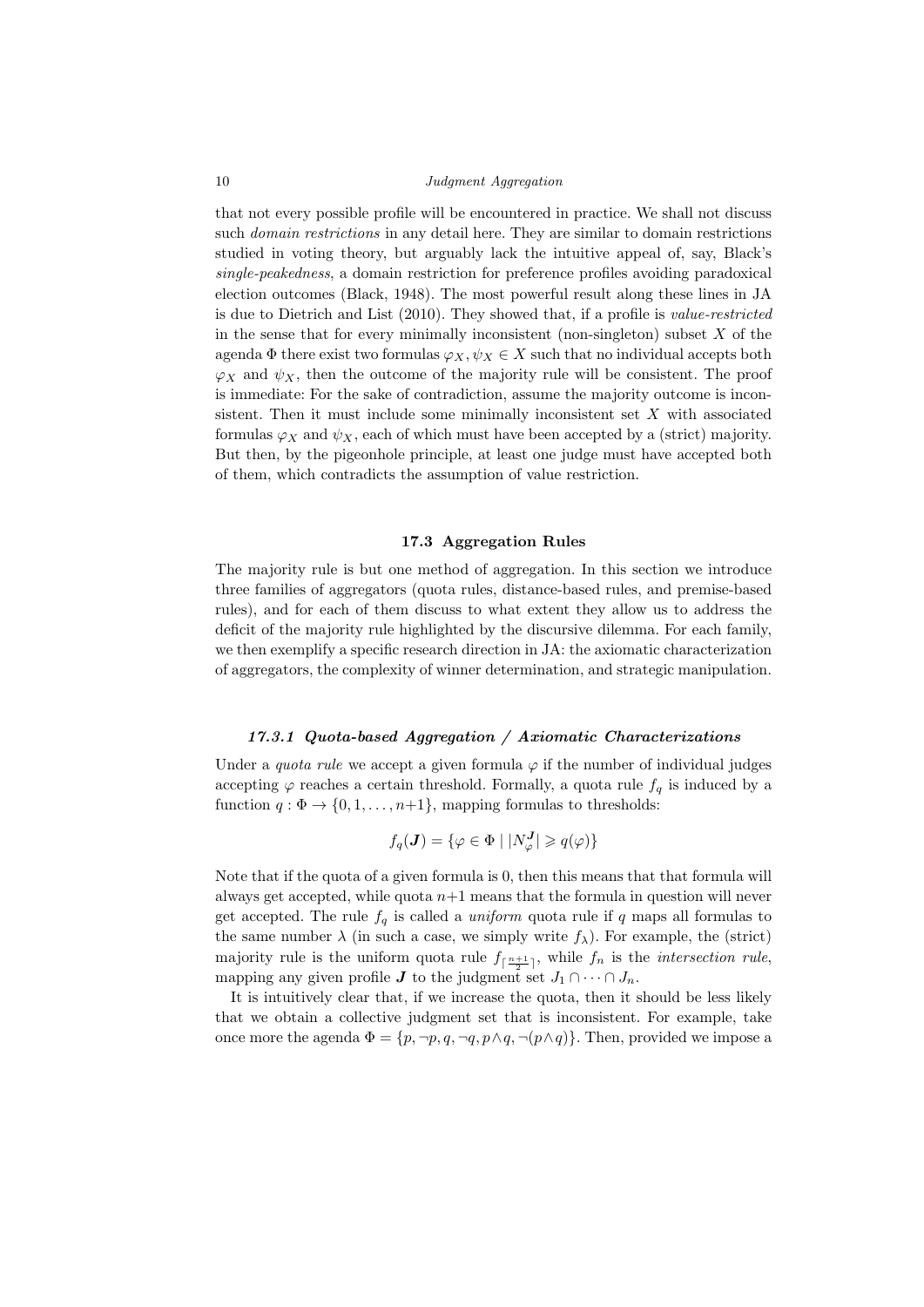that not every possible profile will be encountered in practice. We shall not discuss such *domain restrictions* in any detail here. They are similar to domain restrictions studied in voting theory, but arguably lack the intuitive appeal of, say, Black's *single-peakedness*, a domain restriction for preference profiles avoiding paradoxical election outcomes (Black, 1948). The most powerful result along these lines in JA is due to Dietrich and List (2010). They showed that, if a profile is *value-restricted* in the sense that for every minimally inconsistent (non-singleton) subset $X$ of the agenda $\Phi$ there exist two formulas $\varphi_X, \psi_X \in X$ such that no individual accepts both $\varphi_X$ and $\psi_X$, then the outcome of the majority rule will be consistent. The proof is immediate: For the sake of contradiction, assume the majority outcome is inconsistent. Then it must include some minimally inconsistent set $X$ with associated formulas $\varphi_X$ and $\psi_X$, each of which must have been accepted by a (strict) majority. But then, by the pigeonhole principle, at least one judge must have accepted both of them, which contradicts the assumption of value restriction.

## 17.3 Aggregation Rules

The majority rule is but one method of aggregation. In this section we introduce three families of aggregators (quota rules, distance-based rules, and premise-based rules), and for each of them discuss to what extent they allow us to address the deficit of the majority rule highlighted by the discursive dilemma. For each family, we then exemplify a specific research direction in JA: the axiomatic characterization of aggregators, the complexity of winner determination, and strategic manipulation.

### *17.3.1 Quota-based Aggregation / Axiomatic Characterizations*

Under a *quota rule* we accept a given formula $\varphi$ if the number of individual judges accepting $\varphi$ reaches a certain threshold. Formally, a quota rule $f_q$ is induced by a function $q : \Phi \to \{0, 1, \ldots, n{+}1\}$, mapping formulas to thresholds:

$$f_q(\boldsymbol{J}) = \{\varphi \in \Phi \mid |N_\varphi^{\boldsymbol{J}}| \geqslant q(\varphi)\}$$

Note that if the quota of a given formula is 0, then this means that that formula will always get accepted, while quota $n{+}1$ means that the formula in question will never get accepted. The rule $f_q$ is called a *uniform* quota rule if $q$ maps all formulas to the same number $\lambda$ (in such a case, we simply write $f_\lambda$). For example, the (strict) majority rule is the uniform quota rule $f_{\lceil \frac{n+1}{2} \rceil}$, while $f_n$ is the *intersection rule*, mapping any given profile $\boldsymbol{J}$ to the judgment set $J_1 \cap \cdots \cap J_n$.

It is intuitively clear that, if we increase the quota, then it should be less likely that we obtain a collective judgment set that is inconsistent. For example, take once more the agenda $\Phi = \{p, \neg p, q, \neg q, p \wedge q, \neg(p \wedge q)\}$. Then, provided we impose a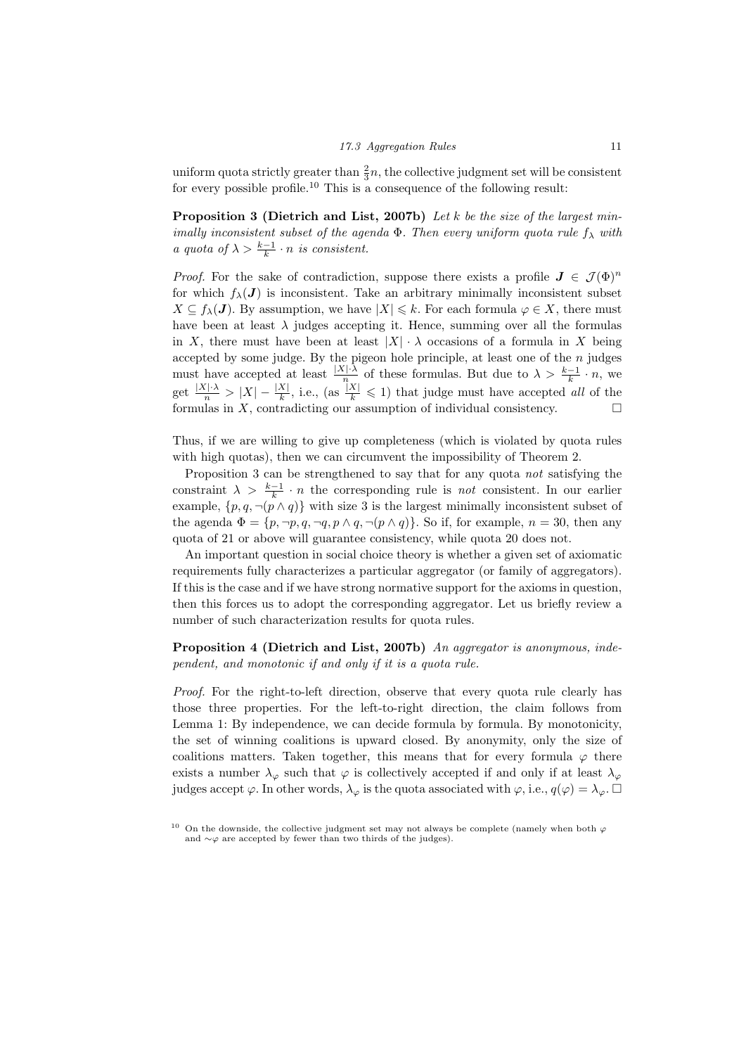uniform quota strictly greater than $\frac{2}{3}n$, the collective judgment set will be consistent for every possible profile.[10] This is a consequence of the following result:

**Proposition 3 (Dietrich and List, 2007b)** *Let $k$ be the size of the largest minimally inconsistent subset of the agenda $\Phi$. Then every uniform quota rule $f_\lambda$ with a quota of $\lambda > \frac{k-1}{k} \cdot n$ is consistent.*

*Proof.* For the sake of contradiction, suppose there exists a profile $\boldsymbol{J} \in \mathcal{J}(\Phi)^n$ for which $f_\lambda(\boldsymbol{J})$ is inconsistent. Take an arbitrary minimally inconsistent subset $X \subseteq f_\lambda(\boldsymbol{J})$. By assumption, we have $|X| \leqslant k$. For each formula $\varphi \in X$, there must have been at least $\lambda$ judges accepting it. Hence, summing over all the formulas in $X$, there must have been at least $|X| \cdot \lambda$ occasions of a formula in $X$ being accepted by some judge. By the pigeon hole principle, at least one of the $n$ judges must have accepted at least $\frac{|X| \cdot \lambda}{n}$ of these formulas. But due to $\lambda > \frac{k-1}{k} \cdot n$, we get $\frac{|X| \cdot \lambda}{n} > |X| - \frac{|X|}{k}$, i.e., (as $\frac{|X|}{k} \leqslant 1$) that judge must have accepted *all* of the formulas in $X$, contradicting our assumption of individual consistency. □

Thus, if we are willing to give up completeness (which is violated by quota rules with high quotas), then we can circumvent the impossibility of Theorem 2.

Proposition 3 can be strengthened to say that for any quota *not* satisfying the constraint $\lambda > \frac{k-1}{k} \cdot n$ the corresponding rule is *not* consistent. In our earlier example, $\{p, q, \neg(p \wedge q)\}$ with size 3 is the largest minimally inconsistent subset of the agenda $\Phi = \{p, \neg p, q, \neg q, p \wedge q, \neg(p \wedge q)\}$. So if, for example, $n = 30$, then any quota of 21 or above will guarantee consistency, while quota 20 does not.

An important question in social choice theory is whether a given set of axiomatic requirements fully characterizes a particular aggregator (or family of aggregators). If this is the case and if we have strong normative support for the axioms in question, then this forces us to adopt the corresponding aggregator. Let us briefly review a number of such characterization results for quota rules.

**Proposition 4 (Dietrich and List, 2007b)** *An aggregator is anonymous, independent, and monotonic if and only if it is a quota rule.*

*Proof.* For the right-to-left direction, observe that every quota rule clearly has those three properties. For the left-to-right direction, the claim follows from Lemma 1: By independence, we can decide formula by formula. By monotonicity, the set of winning coalitions is upward closed. By anonymity, only the size of coalitions matters. Taken together, this means that for every formula $\varphi$ there exists a number $\lambda_\varphi$ such that $\varphi$ is collectively accepted if and only if at least $\lambda_\varphi$ judges accept $\varphi$. In other words, $\lambda_\varphi$ is the quota associated with $\varphi$, i.e., $q(\varphi) = \lambda_\varphi$. □

[10] On the downside, the collective judgment set may not always be complete (namely when both $\varphi$ and $\sim\varphi$ are accepted by fewer than two thirds of the judges).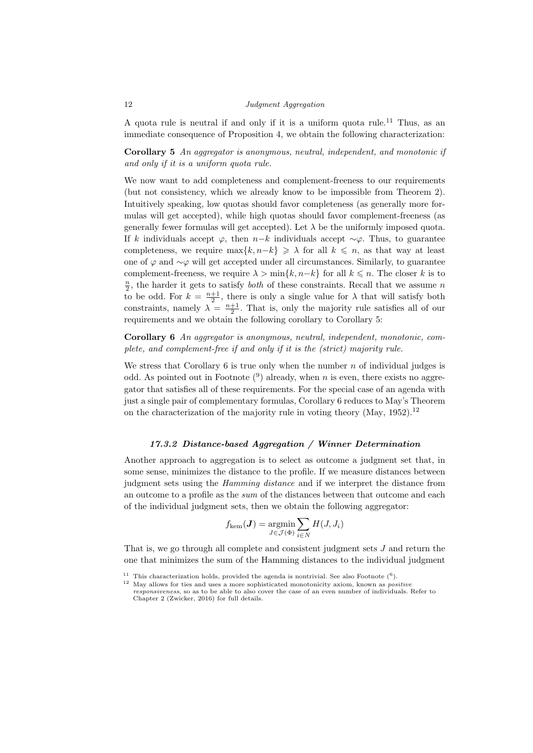A quota rule is neutral if and only if it is a uniform quota rule.[11] Thus, as an immediate consequence of Proposition 4, we obtain the following characterization:

**Corollary 5** *An aggregator is anonymous, neutral, independent, and monotonic if and only if it is a uniform quota rule.*

We now want to add completeness and complement-freeness to our requirements (but not consistency, which we already know to be impossible from Theorem 2). Intuitively speaking, low quotas should favor completeness (as generally more formulas will get accepted), while high quotas should favor complement-freeness (as generally fewer formulas will get accepted). Let $\lambda$ be the uniformly imposed quota. If $k$ individuals accept $\varphi$, then $n{-}k$ individuals accept $\sim\!\varphi$. Thus, to guarantee completeness, we require $\max\{k, n{-}k\} \geqslant \lambda$ for all $k \leqslant n$, as that way at least one of $\varphi$ and $\sim\!\varphi$ will get accepted under all circumstances. Similarly, to guarantee complement-freeness, we require $\lambda > \min\{k, n{-}k\}$ for all $k \leqslant n$. The closer $k$ is to $\frac{n}{2}$, the harder it gets to satisfy *both* of these constraints. Recall that we assume $n$ to be odd. For $k = \frac{n+1}{2}$, there is only a single value for $\lambda$ that will satisfy both constraints, namely $\lambda = \frac{n+1}{2}$. That is, only the majority rule satisfies all of our requirements and we obtain the following corollary to Corollary 5:

**Corollary 6** *An aggregator is anonymous, neutral, independent, monotonic, complete, and complement-free if and only if it is the (strict) majority rule.*

We stress that Corollary 6 is true only when the number $n$ of individual judges is odd. As pointed out in Footnote ([9]) already, when $n$ is even, there exists no aggregator that satisfies all of these requirements. For the special case of an agenda with just a single pair of complementary formulas, Corollary 6 reduces to May's Theorem on the characterization of the majority rule in voting theory (May, 1952).[12]

### *17.3.2 Distance-based Aggregation / Winner Determination*

Another approach to aggregation is to select as outcome a judgment set that, in some sense, minimizes the distance to the profile. If we measure distances between judgment sets using the *Hamming distance* and if we interpret the distance from an outcome to a profile as the *sum* of the distances between that outcome and each of the individual judgment sets, then we obtain the following aggregator:

$$f_{\text{kem}}(\boldsymbol{J}) = \operatorname*{argmin}_{J \in \mathcal{J}(\Phi)} \sum_{i \in N} H(J, J_i)$$

That is, we go through all complete and consistent judgment sets $J$ and return the one that minimizes the sum of the Hamming distances to the individual judgment

[11] This characterization holds, provided the agenda is nontrivial. See also Footnote ([6]).

[12] May allows for ties and uses a more sophisticated monotonicity axiom, known as *positive responsiveness*, so as to be able to also cover the case of an even number of individuals. Refer to Chapter 2 (Zwicker, 2016) for full details.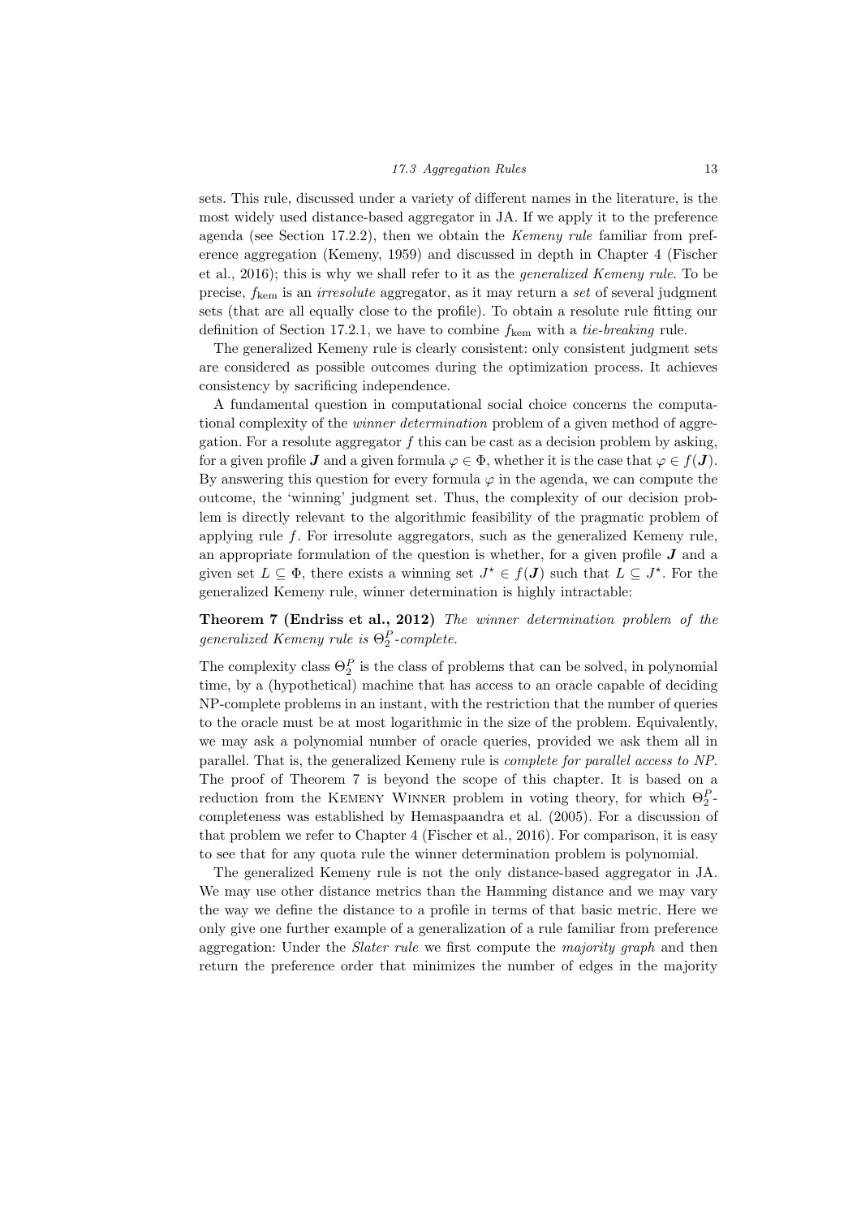sets. This rule, discussed under a variety of different names in the literature, is the most widely used distance-based aggregator in JA. If we apply it to the preference agenda (see Section 17.2.2), then we obtain the *Kemeny rule* familiar from preference aggregation (Kemeny, 1959) and discussed in depth in Chapter 4 (Fischer et al., 2016); this is why we shall refer to it as the *generalized Kemeny rule*. To be precise, $f_{\text{kem}}$ is an *irresolute* aggregator, as it may return a *set* of several judgment sets (that are all equally close to the profile). To obtain a resolute rule fitting our definition of Section 17.2.1, we have to combine $f_{\text{kem}}$ with a *tie-breaking* rule.

The generalized Kemeny rule is clearly consistent: only consistent judgment sets are considered as possible outcomes during the optimization process. It achieves consistency by sacrificing independence.

A fundamental question in computational social choice concerns the computational complexity of the *winner determination* problem of a given method of aggregation. For a resolute aggregator $f$ this can be cast as a decision problem by asking, for a given profile $\boldsymbol{J}$ and a given formula $\varphi \in \Phi$, whether it is the case that $\varphi \in f(\boldsymbol{J})$. By answering this question for every formula $\varphi$ in the agenda, we can compute the outcome, the 'winning' judgment set. Thus, the complexity of our decision problem is directly relevant to the algorithmic feasibility of the pragmatic problem of applying rule $f$. For irresolute aggregators, such as the generalized Kemeny rule, an appropriate formulation of the question is whether, for a given profile $\boldsymbol{J}$ and a given set $L \subseteq \Phi$, there exists a winning set $J^\star \in f(\boldsymbol{J})$ such that $L \subseteq J^\star$. For the generalized Kemeny rule, winner determination is highly intractable:

**Theorem 7 (Endriss et al., 2012)** *The winner determination problem of the generalized Kemeny rule is $\Theta_2^P$-complete.*

The complexity class $\Theta_2^P$ is the class of problems that can be solved, in polynomial time, by a (hypothetical) machine that has access to an oracle capable of deciding NP-complete problems in an instant, with the restriction that the number of queries to the oracle must be at most logarithmic in the size of the problem. Equivalently, we may ask a polynomial number of oracle queries, provided we ask them all in parallel. That is, the generalized Kemeny rule is *complete for parallel access to NP*. The proof of Theorem 7 is beyond the scope of this chapter. It is based on a reduction from the Kemeny Winner problem in voting theory, for which $\Theta_2^P$-completeness was established by Hemaspaandra et al. (2005). For a discussion of that problem we refer to Chapter 4 (Fischer et al., 2016). For comparison, it is easy to see that for any quota rule the winner determination problem is polynomial.

The generalized Kemeny rule is not the only distance-based aggregator in JA. We may use other distance metrics than the Hamming distance and we may vary the way we define the distance to a profile in terms of that basic metric. Here we only give one further example of a generalization of a rule familiar from preference aggregation: Under the *Slater rule* we first compute the *majority graph* and then return the preference order that minimizes the number of edges in the majority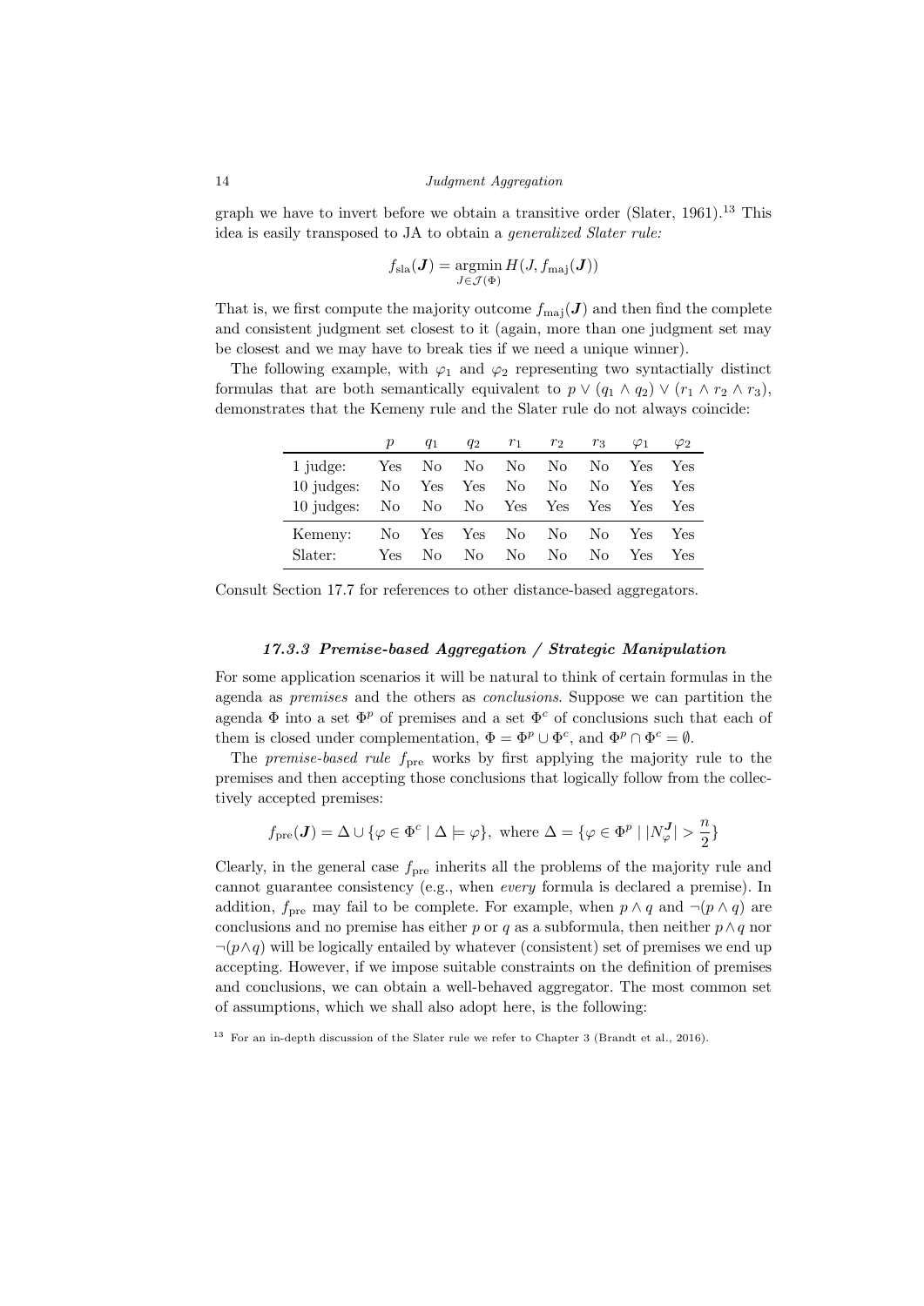graph we have to invert before we obtain a transitive order (Slater, 1961).[13] This idea is easily transposed to JA to obtain a *generalized Slater rule:*

$$f_{\mathrm{sla}}(\boldsymbol{J}) = \operatorname*{argmin}_{J \in \mathcal{J}(\Phi)} H(J, f_{\mathrm{maj}}(\boldsymbol{J}))$$

That is, we first compute the majority outcome $f_{\mathrm{maj}}(\boldsymbol{J})$ and then find the complete and consistent judgment set closest to it (again, more than one judgment set may be closest and we may have to break ties if we need a unique winner).

The following example, with $\varphi_1$ and $\varphi_2$ representing two syntactically distinct formulas that are both semantically equivalent to $p \vee (q_1 \wedge q_2) \vee (r_1 \wedge r_2 \wedge r_3)$, demonstrates that the Kemeny rule and the Slater rule do not always coincide:

| | $p$ | $q_1$ | $q_2$ | $r_1$ | $r_2$ | $r_3$ | $\varphi_1$ | $\varphi_2$ |
|---|---|---|---|---|---|---|---|---|
| 1 judge: | Yes | No | No | No | No | No | Yes | Yes |
| 10 judges: | No | Yes | Yes | No | No | No | Yes | Yes |
| 10 judges: | No | No | No | Yes | Yes | Yes | Yes | Yes |
| Kemeny: | No | Yes | Yes | No | No | No | Yes | Yes |
| Slater: | Yes | No | No | No | No | No | Yes | Yes |

Consult Section 17.7 for references to other distance-based aggregators.

### 17.3.3 Premise-based Aggregation / Strategic Manipulation

For some application scenarios it will be natural to think of certain formulas in the agenda as *premises* and the others as *conclusions*. Suppose we can partition the agenda $\Phi$ into a set $\Phi^p$ of premises and a set $\Phi^c$ of conclusions such that each of them is closed under complementation, $\Phi = \Phi^p \cup \Phi^c$, and $\Phi^p \cap \Phi^c = \emptyset$.

The *premise-based rule* $f_{\mathrm{pre}}$ works by first applying the majority rule to the premises and then accepting those conclusions that logically follow from the collectively accepted premises:

$$f_{\mathrm{pre}}(\boldsymbol{J}) = \Delta \cup \{\varphi \in \Phi^c \mid \Delta \models \varphi\}, \text{ where } \Delta = \{\varphi \in \Phi^p \mid |N_\varphi^{\boldsymbol{J}}| > \frac{n}{2}\}$$

Clearly, in the general case $f_{\mathrm{pre}}$ inherits all the problems of the majority rule and cannot guarantee consistency (e.g., when *every* formula is declared a premise). In addition, $f_{\mathrm{pre}}$ may fail to be complete. For example, when $p \wedge q$ and $\neg(p \wedge q)$ are conclusions and no premise has either $p$ or $q$ as a subformula, then neither $p \wedge q$ nor $\neg(p \wedge q)$ will be logically entailed by whatever (consistent) set of premises we end up accepting. However, if we impose suitable constraints on the definition of premises and conclusions, we can obtain a well-behaved aggregator. The most common set of assumptions, which we shall also adopt here, is the following:

[13] For an in-depth discussion of the Slater rule we refer to Chapter 3 (Brandt et al., 2016).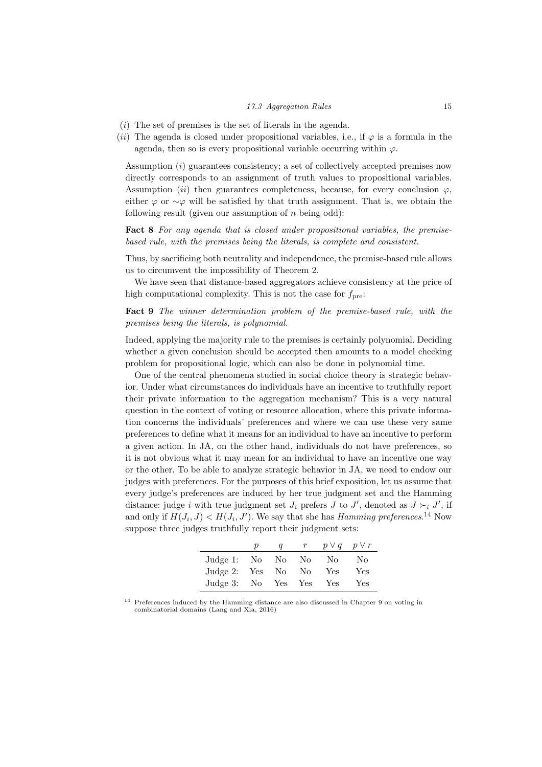(*i*) The set of premises is the set of literals in the agenda.

(*ii*) The agenda is closed under propositional variables, i.e., if $\varphi$ is a formula in the agenda, then so is every propositional variable occurring within $\varphi$.

Assumption (*i*) guarantees consistency; a set of collectively accepted premises now directly corresponds to an assignment of truth values to propositional variables. Assumption (*ii*) then guarantees completeness, because, for every conclusion $\varphi$, either $\varphi$ or $\sim\varphi$ will be satisfied by that truth assignment. That is, we obtain the following result (given our assumption of $n$ being odd):

**Fact 8** *For any agenda that is closed under propositional variables, the premise-based rule, with the premises being the literals, is complete and consistent.*

Thus, by sacrificing both neutrality and independence, the premise-based rule allows us to circumvent the impossibility of Theorem 2.

We have seen that distance-based aggregators achieve consistency at the price of high computational complexity. This is not the case for $f_{\text{pre}}$:

**Fact 9** *The winner determination problem of the premise-based rule, with the premises being the literals, is polynomial.*

Indeed, applying the majority rule to the premises is certainly polynomial. Deciding whether a given conclusion should be accepted then amounts to a model checking problem for propositional logic, which can also be done in polynomial time.

One of the central phenomena studied in social choice theory is strategic behavior. Under what circumstances do individuals have an incentive to truthfully report their private information to the aggregation mechanism? This is a very natural question in the context of voting or resource allocation, where this private information concerns the individuals' preferences and where we can use these very same preferences to define what it means for an individual to have an incentive to perform a given action. In JA, on the other hand, individuals do not have preferences, so it is not obvious what it may mean for an individual to have an incentive one way or the other. To be able to analyze strategic behavior in JA, we need to endow our judges with preferences. For the purposes of this brief exposition, let us assume that every judge's preferences are induced by her true judgment set and the Hamming distance: judge $i$ with true judgment set $J_i$ prefers $J$ to $J'$, denoted as $J \succ_i J'$, if and only if $H(J_i, J) < H(J_i, J')$. We say that she has *Hamming preferences*.[14] Now suppose three judges truthfully report their judgment sets:

| | $p$ | $q$ | $r$ | $p \vee q$ | $p \vee r$ |
|---|---|---|---|---|---|
| Judge 1: | No | No | No | No | No |
| Judge 2: | Yes | No | No | Yes | Yes |
| Judge 3: | No | Yes | Yes | Yes | Yes |

[14] Preferences induced by the Hamming distance are also discussed in Chapter 9 on voting in combinatorial domains (Lang and Xia, 2016)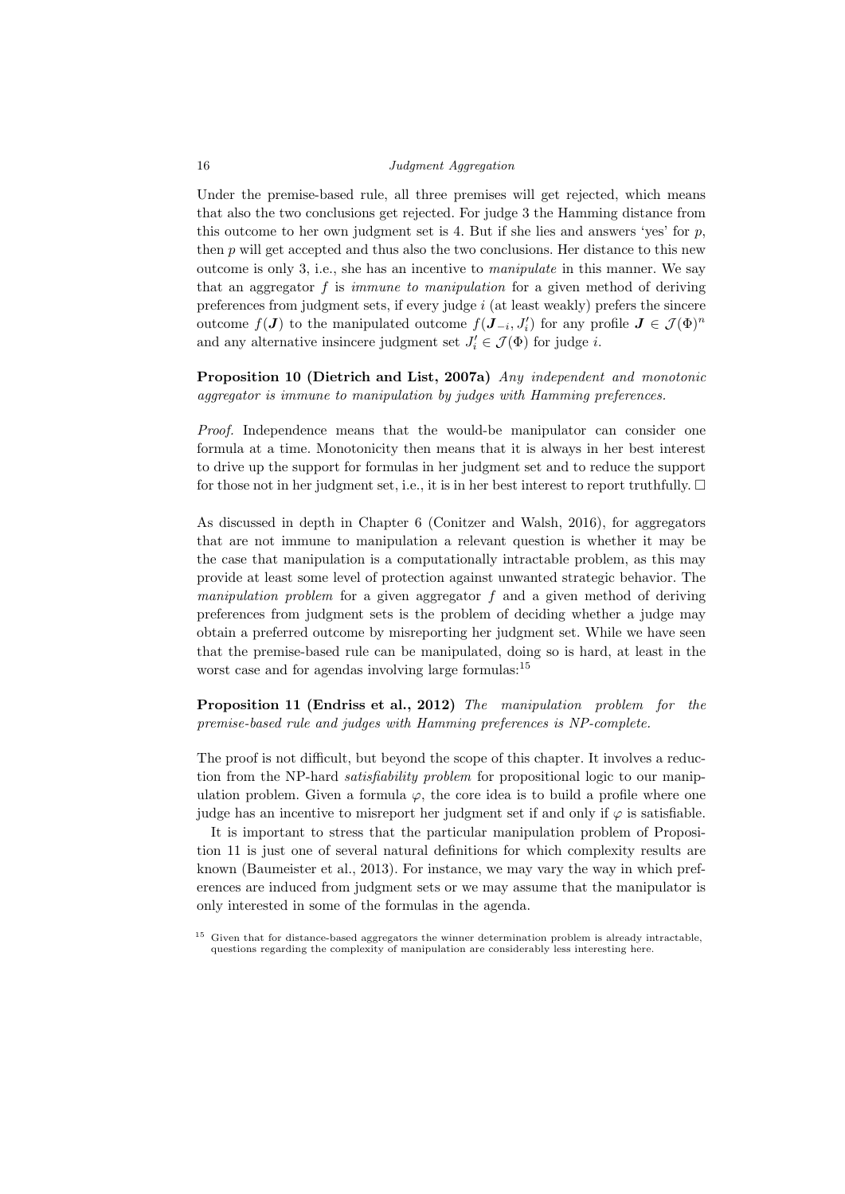Under the premise-based rule, all three premises will get rejected, which means that also the two conclusions get rejected. For judge 3 the Hamming distance from this outcome to her own judgment set is 4. But if she lies and answers 'yes' for $p$, then $p$ will get accepted and thus also the two conclusions. Her distance to this new outcome is only 3, i.e., she has an incentive to *manipulate* in this manner. We say that an aggregator $f$ is *immune to manipulation* for a given method of deriving preferences from judgment sets, if every judge $i$ (at least weakly) prefers the sincere outcome $f(\boldsymbol{J})$ to the manipulated outcome $f(\boldsymbol{J}_{-i}, J_i')$ for any profile $\boldsymbol{J} \in \mathcal{J}(\Phi)^n$ and any alternative insincere judgment set $J_i' \in \mathcal{J}(\Phi)$ for judge $i$.

**Proposition 10 (Dietrich and List, 2007a)** *Any independent and monotonic aggregator is immune to manipulation by judges with Hamming preferences.*

*Proof.* Independence means that the would-be manipulator can consider one formula at a time. Monotonicity then means that it is always in her best interest to drive up the support for formulas in her judgment set and to reduce the support for those not in her judgment set, i.e., it is in her best interest to report truthfully. □

As discussed in depth in Chapter 6 (Conitzer and Walsh, 2016), for aggregators that are not immune to manipulation a relevant question is whether it may be the case that manipulation is a computationally intractable problem, as this may provide at least some level of protection against unwanted strategic behavior. The *manipulation problem* for a given aggregator $f$ and a given method of deriving preferences from judgment sets is the problem of deciding whether a judge may obtain a preferred outcome by misreporting her judgment set. While we have seen that the premise-based rule can be manipulated, doing so is hard, at least in the worst case and for agendas involving large formulas:[15]

**Proposition 11 (Endriss et al., 2012)** *The manipulation problem for the premise-based rule and judges with Hamming preferences is NP-complete.*

The proof is not difficult, but beyond the scope of this chapter. It involves a reduction from the NP-hard *satisfiability problem* for propositional logic to our manipulation problem. Given a formula $\varphi$, the core idea is to build a profile where one judge has an incentive to misreport her judgment set if and only if $\varphi$ is satisfiable.

It is important to stress that the particular manipulation problem of Proposition 11 is just one of several natural definitions for which complexity results are known (Baumeister et al., 2013). For instance, we may vary the way in which preferences are induced from judgment sets or we may assume that the manipulator is only interested in some of the formulas in the agenda.

[15] Given that for distance-based aggregators the winner determination problem is already intractable, questions regarding the complexity of manipulation are considerably less interesting here.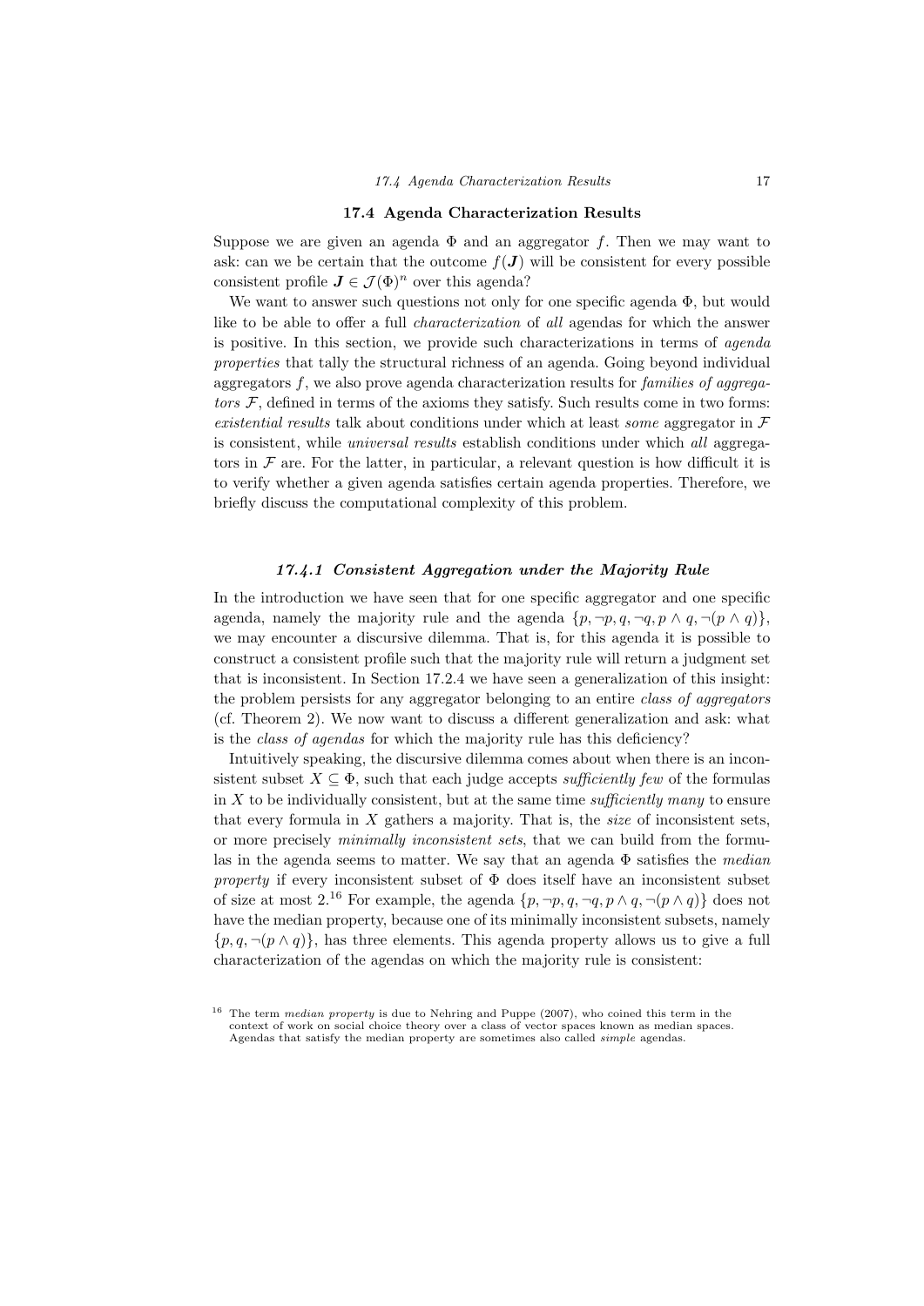## 17.4 Agenda Characterization Results

Suppose we are given an agenda $\Phi$ and an aggregator $f$. Then we may want to ask: can we be certain that the outcome $f(\boldsymbol{J})$ will be consistent for every possible consistent profile $\boldsymbol{J} \in \mathcal{J}(\Phi)^n$ over this agenda?

We want to answer such questions not only for one specific agenda $\Phi$, but would like to be able to offer a full *characterization* of *all* agendas for which the answer is positive. In this section, we provide such characterizations in terms of *agenda properties* that tally the structural richness of an agenda. Going beyond individual aggregators $f$, we also prove agenda characterization results for *families of aggregators* $\mathcal{F}$, defined in terms of the axioms they satisfy. Such results come in two forms: *existential results* talk about conditions under which at least *some* aggregator in $\mathcal{F}$ is consistent, while *universal results* establish conditions under which *all* aggregators in $\mathcal{F}$ are. For the latter, in particular, a relevant question is how difficult it is to verify whether a given agenda satisfies certain agenda properties. Therefore, we briefly discuss the computational complexity of this problem.

### *17.4.1 Consistent Aggregation under the Majority Rule*

In the introduction we have seen that for one specific aggregator and one specific agenda, namely the majority rule and the agenda $\{p, \neg p, q, \neg q, p \wedge q, \neg(p \wedge q)\}$, we may encounter a discursive dilemma. That is, for this agenda it is possible to construct a consistent profile such that the majority rule will return a judgment set that is inconsistent. In Section 17.2.4 we have seen a generalization of this insight: the problem persists for any aggregator belonging to an entire *class of aggregators* (cf. Theorem 2). We now want to discuss a different generalization and ask: what is the *class of agendas* for which the majority rule has this deficiency?

Intuitively speaking, the discursive dilemma comes about when there is an inconsistent subset $X \subseteq \Phi$, such that each judge accepts *sufficiently few* of the formulas in $X$ to be individually consistent, but at the same time *sufficiently many* to ensure that every formula in $X$ gathers a majority. That is, the *size* of inconsistent sets, or more precisely *minimally inconsistent sets*, that we can build from the formulas in the agenda seems to matter. We say that an agenda $\Phi$ satisfies the *median property* if every inconsistent subset of $\Phi$ does itself have an inconsistent subset of size at most 2.[16] For example, the agenda $\{p, \neg p, q, \neg q, p \wedge q, \neg(p \wedge q)\}$ does not have the median property, because one of its minimally inconsistent subsets, namely $\{p, q, \neg(p \wedge q)\}$, has three elements. This agenda property allows us to give a full characterization of the agendas on which the majority rule is consistent:

[16] The term *median property* is due to Nehring and Puppe (2007), who coined this term in the context of work on social choice theory over a class of vector spaces known as median spaces. Agendas that satisfy the median property are sometimes also called *simple* agendas.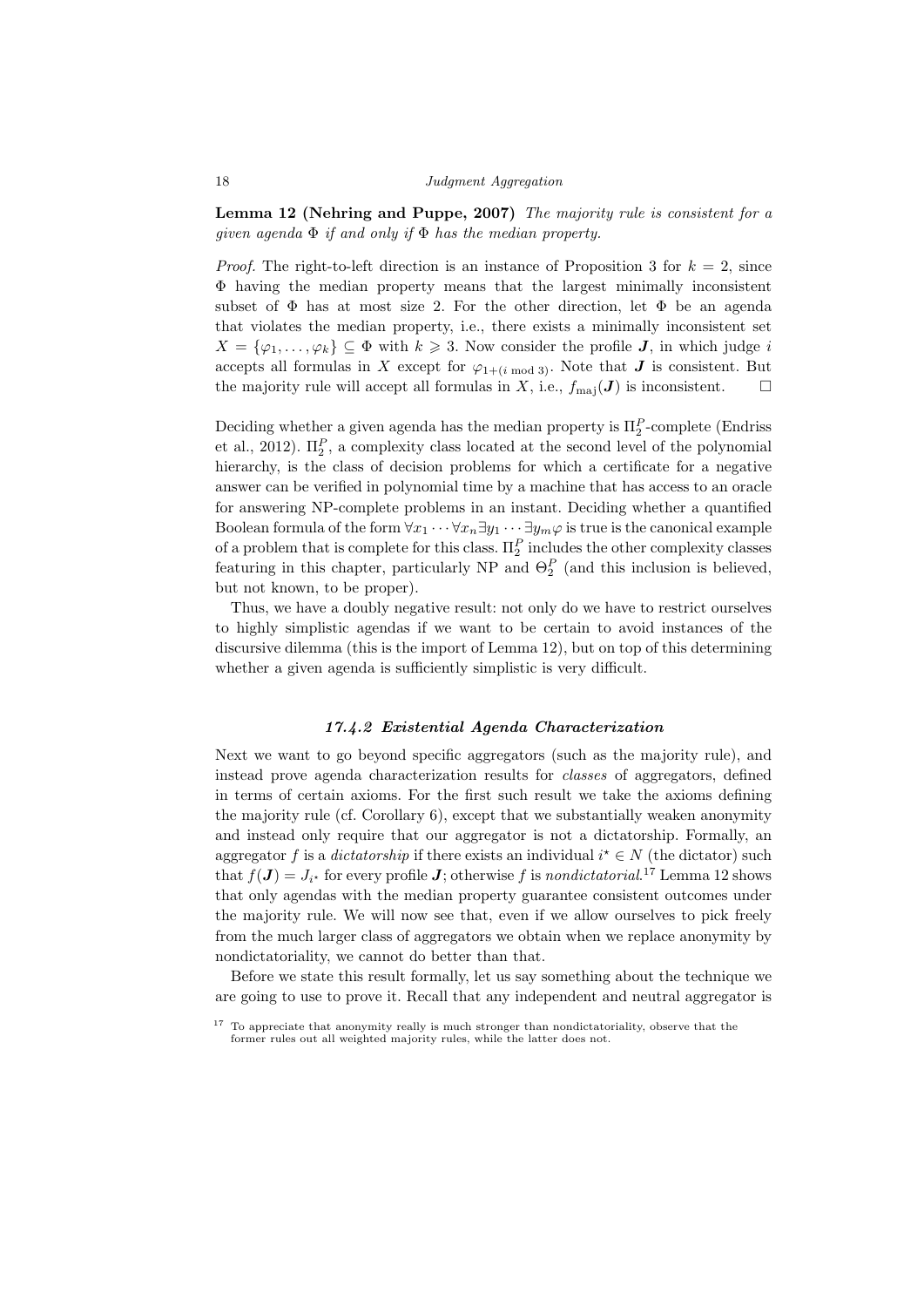**Lemma 12 (Nehring and Puppe, 2007)** *The majority rule is consistent for a given agenda $\Phi$ if and only if $\Phi$ has the median property.*

*Proof.* The right-to-left direction is an instance of Proposition 3 for $k = 2$, since $\Phi$ having the median property means that the largest minimally inconsistent subset of $\Phi$ has at most size 2. For the other direction, let $\Phi$ be an agenda that violates the median property, i.e., there exists a minimally inconsistent set $X = \{\varphi_1, \ldots, \varphi_k\} \subseteq \Phi$ with $k \geqslant 3$. Now consider the profile $\boldsymbol{J}$, in which judge $i$ accepts all formulas in $X$ except for $\varphi_{1+(i \bmod 3)}$. Note that $\boldsymbol{J}$ is consistent. But the majority rule will accept all formulas in $X$, i.e., $f_{\text{maj}}(\boldsymbol{J})$ is inconsistent. $\square$

Deciding whether a given agenda has the median property is $\Pi_2^P$-complete (Endriss et al., 2012). $\Pi_2^P$, a complexity class located at the second level of the polynomial hierarchy, is the class of decision problems for which a certificate for a negative answer can be verified in polynomial time by a machine that has access to an oracle for answering NP-complete problems in an instant. Deciding whether a quantified Boolean formula of the form $\forall x_1 \cdots \forall x_n \exists y_1 \cdots \exists y_m \varphi$ is true is the canonical example of a problem that is complete for this class. $\Pi_2^P$ includes the other complexity classes featuring in this chapter, particularly NP and $\Theta_2^P$ (and this inclusion is believed, but not known, to be proper).

Thus, we have a doubly negative result: not only do we have to restrict ourselves to highly simplistic agendas if we want to be certain to avoid instances of the discursive dilemma (this is the import of Lemma 12), but on top of this determining whether a given agenda is sufficiently simplistic is very difficult.

### *17.4.2 Existential Agenda Characterization*

Next we want to go beyond specific aggregators (such as the majority rule), and instead prove agenda characterization results for *classes* of aggregators, defined in terms of certain axioms. For the first such result we take the axioms defining the majority rule (cf. Corollary 6), except that we substantially weaken anonymity and instead only require that our aggregator is not a dictatorship. Formally, an aggregator $f$ is a *dictatorship* if there exists an individual $i^\star \in N$ (the dictator) such that $f(\boldsymbol{J}) = J_{i^\star}$ for every profile $\boldsymbol{J}$; otherwise $f$ is *nondictatorial*.[17] Lemma 12 shows that only agendas with the median property guarantee consistent outcomes under the majority rule. We will now see that, even if we allow ourselves to pick freely from the much larger class of aggregators we obtain when we replace anonymity by nondictatoriality, we cannot do better than that.

Before we state this result formally, let us say something about the technique we are going to use to prove it. Recall that any independent and neutral aggregator is

[17] To appreciate that anonymity really is much stronger than nondictatoriality, observe that the former rules out all weighted majority rules, while the latter does not.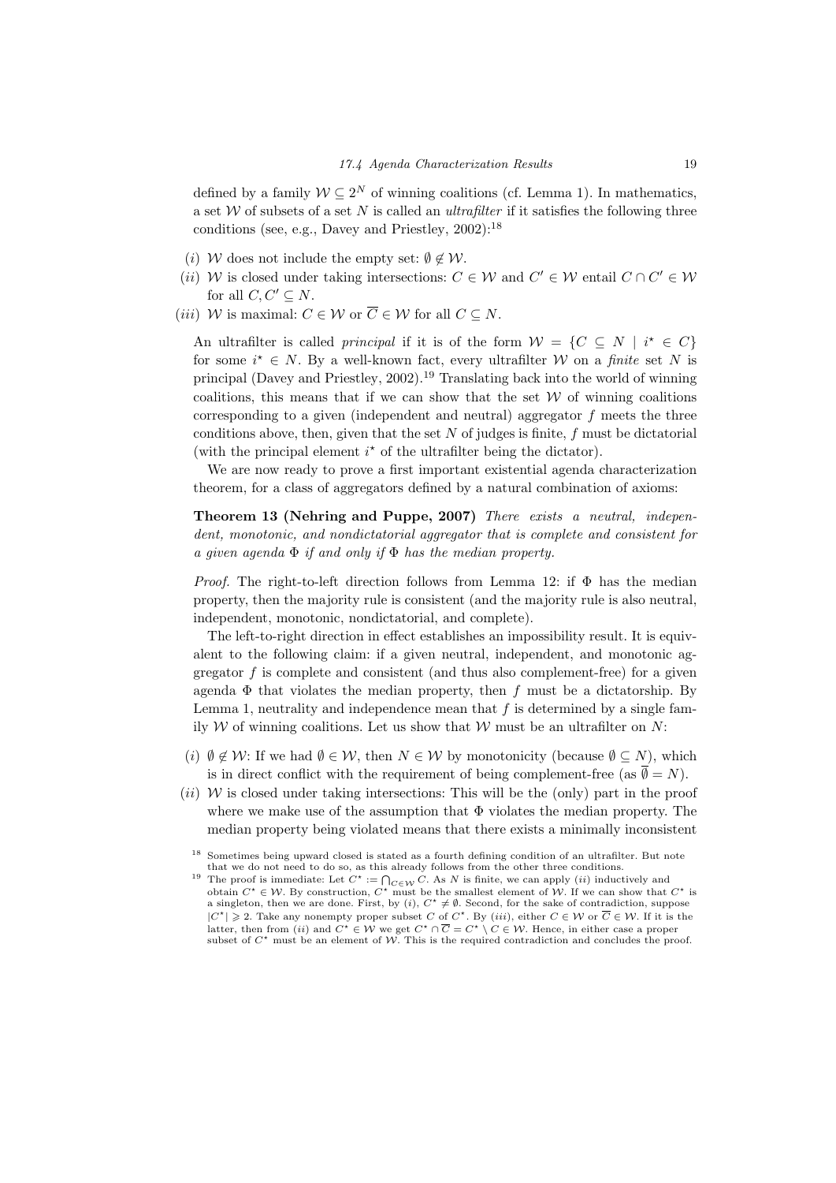defined by a family $\mathcal{W} \subseteq 2^N$ of winning coalitions (cf. Lemma 1). In mathematics, a set $\mathcal{W}$ of subsets of a set $N$ is called an *ultrafilter* if it satisfies the following three conditions (see, e.g., Davey and Priestley, 2002):[18]

- ($i$) $\mathcal{W}$ does not include the empty set: $\emptyset \notin \mathcal{W}$.
- ($ii$) $\mathcal{W}$ is closed under taking intersections: $C \in \mathcal{W}$ and $C' \in \mathcal{W}$ entail $C \cap C' \in \mathcal{W}$ for all $C, C' \subseteq N$.
- ($iii$) $\mathcal{W}$ is maximal: $C \in \mathcal{W}$ or $\overline{C} \in \mathcal{W}$ for all $C \subseteq N$.

An ultrafilter is called *principal* if it is of the form $\mathcal{W} = \{C \subseteq N \mid i^\star \in C\}$ for some $i^\star \in N$. By a well-known fact, every ultrafilter $\mathcal{W}$ on a *finite* set $N$ is principal (Davey and Priestley, 2002).[19] Translating back into the world of winning coalitions, this means that if we can show that the set $\mathcal{W}$ of winning coalitions corresponding to a given (independent and neutral) aggregator $f$ meets the three conditions above, then, given that the set $N$ of judges is finite, $f$ must be dictatorial (with the principal element $i^\star$ of the ultrafilter being the dictator).

We are now ready to prove a first important existential agenda characterization theorem, for a class of aggregators defined by a natural combination of axioms:

**Theorem 13 (Nehring and Puppe, 2007)** *There exists a neutral, independent, monotonic, and nondictatorial aggregator that is complete and consistent for a given agenda $\Phi$ if and only if $\Phi$ has the median property.*

*Proof.* The right-to-left direction follows from Lemma 12: if $\Phi$ has the median property, then the majority rule is consistent (and the majority rule is also neutral, independent, monotonic, nondictatorial, and complete).

The left-to-right direction in effect establishes an impossibility result. It is equivalent to the following claim: if a given neutral, independent, and monotonic aggregator $f$ is complete and consistent (and thus also complement-free) for a given agenda $\Phi$ that violates the median property, then $f$ must be a dictatorship. By Lemma 1, neutrality and independence mean that $f$ is determined by a single family $\mathcal{W}$ of winning coalitions. Let us show that $\mathcal{W}$ must be an ultrafilter on $N$:

- ($i$) $\emptyset \notin \mathcal{W}$: If we had $\emptyset \in \mathcal{W}$, then $N \in \mathcal{W}$ by monotonicity (because $\emptyset \subseteq N$), which is in direct conflict with the requirement of being complement-free (as $\overline{\emptyset} = N$).
- ($ii$) $\mathcal{W}$ is closed under taking intersections: This will be the (only) part in the proof where we make use of the assumption that $\Phi$ violates the median property. The median property being violated means that there exists a minimally inconsistent

[18] Sometimes being upward closed is stated as a fourth defining condition of an ultrafilter. But note that we do not need to do so, as this already follows from the other three conditions.

[19] The proof is immediate: Let $C^\star := \bigcap_{C \in \mathcal{W}} C$. As $N$ is finite, we can apply ($ii$) inductively and obtain $C^\star \in \mathcal{W}$. By construction, $C^\star$ must be the smallest element of $\mathcal{W}$. If we can show that $C^\star$ is a singleton, then we are done. First, by ($i$), $C^\star \neq \emptyset$. Second, for the sake of contradiction, suppose $|C^\star| \geqslant 2$. Take any nonempty proper subset $C$ of $C^\star$. By ($iii$), either $C \in \mathcal{W}$ or $\overline{C} \in \mathcal{W}$. If it is the latter, then from ($ii$) and $C^\star \in \mathcal{W}$ we get $C^\star \cap \overline{C} = C^\star \setminus C \in \mathcal{W}$. Hence, in either case a proper subset of $C^\star$ must be an element of $\mathcal{W}$. This is the required contradiction and concludes the proof.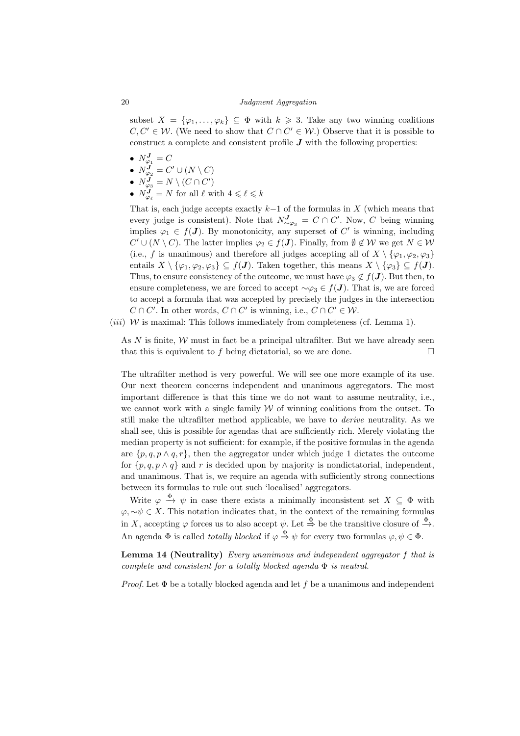subset $X = \{\varphi_1, \ldots, \varphi_k\} \subseteq \Phi$ with $k \geqslant 3$. Take any two winning coalitions $C, C' \in \mathcal{W}$. (We need to show that $C \cap C' \in \mathcal{W}$.) Observe that it is possible to construct a complete and consistent profile $\boldsymbol{J}$ with the following properties:

- $N^{\boldsymbol{J}}_{\varphi_1} = C$
- $N^{\boldsymbol{J}}_{\varphi_2} = C' \cup (N \setminus C)$
- $N^{\boldsymbol{J}}_{\varphi_3} = N \setminus (C \cap C')$
- $N^{\boldsymbol{J}}_{\varphi_\ell} = N$ for all $\ell$ with $4 \leqslant \ell \leqslant k$

That is, each judge accepts exactly $k-1$ of the formulas in $X$ (which means that every judge is consistent). Note that $N^{\boldsymbol{J}}_{\sim\varphi_3} = C \cap C'$. Now, $C$ being winning implies $\varphi_1 \in f(\boldsymbol{J})$. By monotonicity, any superset of $C'$ is winning, including $C' \cup (N \setminus C)$. The latter implies $\varphi_2 \in f(\boldsymbol{J})$. Finally, from $\emptyset \notin \mathcal{W}$ we get $N \in \mathcal{W}$ (i.e., $f$ is unanimous) and therefore all judges accepting all of $X \setminus \{\varphi_1, \varphi_2, \varphi_3\}$ entails $X \setminus \{\varphi_1, \varphi_2, \varphi_3\} \subseteq f(\boldsymbol{J})$. Taken together, this means $X \setminus \{\varphi_3\} \subseteq f(\boldsymbol{J})$. Thus, to ensure consistency of the outcome, we must have $\varphi_3 \notin f(\boldsymbol{J})$. But then, to ensure completeness, we are forced to accept $\sim\varphi_3 \in f(\boldsymbol{J})$. That is, we are forced to accept a formula that was accepted by precisely the judges in the intersection $C \cap C'$. In other words, $C \cap C'$ is winning, i.e., $C \cap C' \in \mathcal{W}$.

(*iii*) $\mathcal{W}$ is maximal: This follows immediately from completeness (cf. Lemma 1).

As $N$ is finite, $\mathcal{W}$ must in fact be a principal ultrafilter. But we have already seen that this is equivalent to $f$ being dictatorial, so we are done. □

The ultrafilter method is very powerful. We will see one more example of its use. Our next theorem concerns independent and unanimous aggregators. The most important difference is that this time we do not want to assume neutrality, i.e., we cannot work with a single family $\mathcal{W}$ of winning coalitions from the outset. To still make the ultrafilter method applicable, we have to *derive* neutrality. As we shall see, this is possible for agendas that are sufficiently rich. Merely violating the median property is not sufficient: for example, if the positive formulas in the agenda are $\{p, q, p \wedge q, r\}$, then the aggregator under which judge 1 dictates the outcome for $\{p, q, p \wedge q\}$ and $r$ is decided upon by majority is nondictatorial, independent, and unanimous. That is, we require an agenda with sufficiently strong connections between its formulas to rule out such 'localised' aggregators.

Write $\varphi \xrightarrow{\Phi} \psi$ in case there exists a minimally inconsistent set $X \subseteq \Phi$ with $\varphi, \sim\psi \in X$. This notation indicates that, in the context of the remaining formulas in $X$, accepting $\varphi$ forces us to also accept $\psi$. Let $\overset{\Phi}{\Rightarrow}$ be the transitive closure of $\xrightarrow{\Phi}$. An agenda $\Phi$ is called *totally blocked* if $\varphi \overset{\Phi}{\Rightarrow} \psi$ for every two formulas $\varphi, \psi \in \Phi$.

**Lemma 14 (Neutrality)** *Every unanimous and independent aggregator $f$ that is complete and consistent for a totally blocked agenda $\Phi$ is neutral.*

*Proof.* Let $\Phi$ be a totally blocked agenda and let $f$ be a unanimous and independent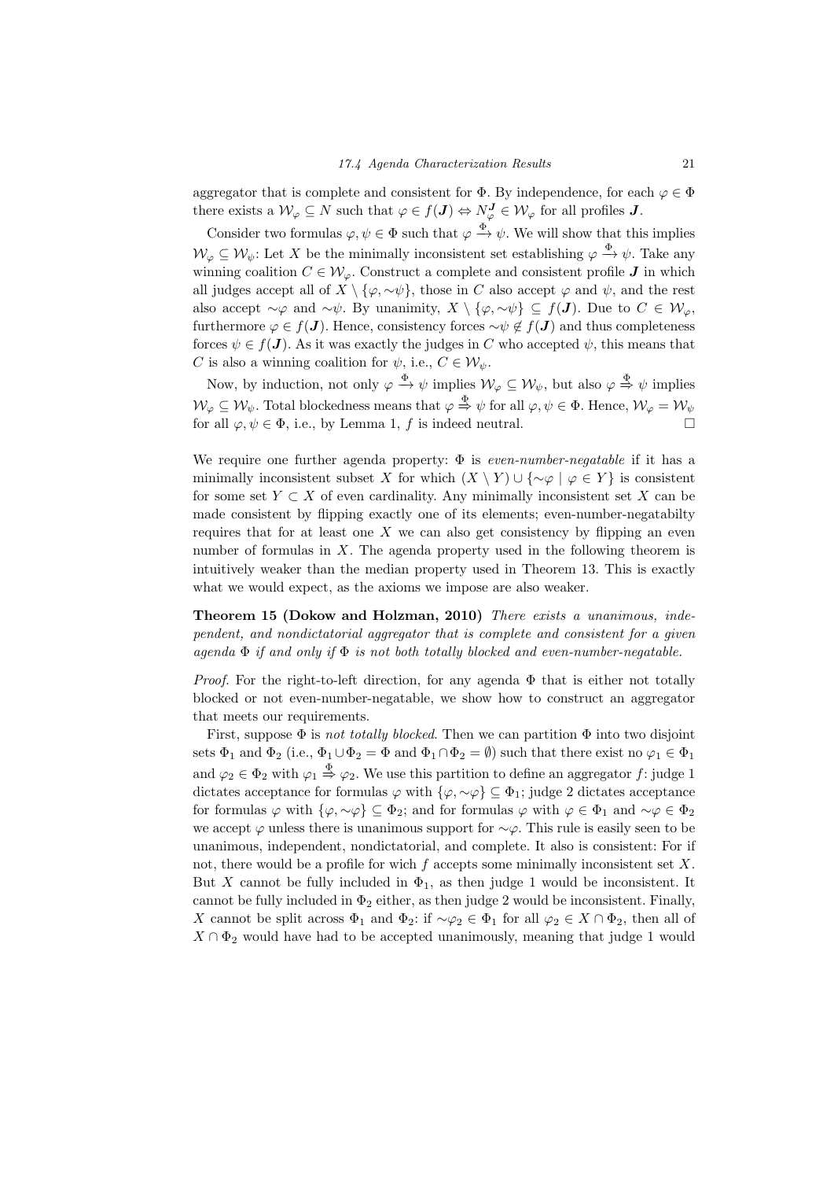aggregator that is complete and consistent for $\Phi$. By independence, for each $\varphi \in \Phi$ there exists a $\mathcal{W}_\varphi \subseteq N$ such that $\varphi \in f(\boldsymbol{J}) \Leftrightarrow N_\varphi^{\boldsymbol{J}} \in \mathcal{W}_\varphi$ for all profiles $\boldsymbol{J}$.

Consider two formulas $\varphi, \psi \in \Phi$ such that $\varphi \xrightarrow{\Phi} \psi$. We will show that this implies $\mathcal{W}_\varphi \subseteq \mathcal{W}_\psi$: Let $X$ be the minimally inconsistent set establishing $\varphi \xrightarrow{\Phi} \psi$. Take any winning coalition $C \in \mathcal{W}_\varphi$. Construct a complete and consistent profile $\boldsymbol{J}$ in which all judges accept all of $X \setminus \{\varphi, \sim\psi\}$, those in $C$ also accept $\varphi$ and $\psi$, and the rest also accept $\sim\varphi$ and $\sim\psi$. By unanimity, $X \setminus \{\varphi, \sim\psi\} \subseteq f(\boldsymbol{J})$. Due to $C \in \mathcal{W}_\varphi$, furthermore $\varphi \in f(\boldsymbol{J})$. Hence, consistency forces $\sim\psi \notin f(\boldsymbol{J})$ and thus completeness forces $\psi \in f(\boldsymbol{J})$. As it was exactly the judges in $C$ who accepted $\psi$, this means that $C$ is also a winning coalition for $\psi$, i.e., $C \in \mathcal{W}_\psi$.

Now, by induction, not only $\varphi \xrightarrow{\Phi} \psi$ implies $\mathcal{W}_\varphi \subseteq \mathcal{W}_\psi$, but also $\varphi \overset{\Phi}{\Rightarrow} \psi$ implies $\mathcal{W}_\varphi \subseteq \mathcal{W}_\psi$. Total blockedness means that $\varphi \overset{\Phi}{\Rightarrow} \psi$ for all $\varphi, \psi \in \Phi$. Hence, $\mathcal{W}_\varphi = \mathcal{W}_\psi$ for all $\varphi, \psi \in \Phi$, i.e., by Lemma 1, $f$ is indeed neutral. □

We require one further agenda property: $\Phi$ is *even-number-negatable* if it has a minimally inconsistent subset $X$ for which $(X \setminus Y) \cup \{\sim\varphi \mid \varphi \in Y\}$ is consistent for some set $Y \subset X$ of even cardinality. Any minimally inconsistent set $X$ can be made consistent by flipping exactly one of its elements; even-number-negatabilty requires that for at least one $X$ we can also get consistency by flipping an even number of formulas in $X$. The agenda property used in the following theorem is intuitively weaker than the median property used in Theorem 13. This is exactly what we would expect, as the axioms we impose are also weaker.

**Theorem 15 (Dokow and Holzman, 2010)** *There exists a unanimous, independent, and nondictatorial aggregator that is complete and consistent for a given agenda $\Phi$ if and only if $\Phi$ is not both totally blocked and even-number-negatable.*

*Proof.* For the right-to-left direction, for any agenda $\Phi$ that is either not totally blocked or not even-number-negatable, we show how to construct an aggregator that meets our requirements.

First, suppose $\Phi$ is *not totally blocked*. Then we can partition $\Phi$ into two disjoint sets $\Phi_1$ and $\Phi_2$ (i.e., $\Phi_1 \cup \Phi_2 = \Phi$ and $\Phi_1 \cap \Phi_2 = \emptyset$) such that there exist no $\varphi_1 \in \Phi_1$ and $\varphi_2 \in \Phi_2$ with $\varphi_1 \overset{\Phi}{\Rightarrow} \varphi_2$. We use this partition to define an aggregator $f$: judge 1 dictates acceptance for formulas $\varphi$ with $\{\varphi, \sim\varphi\} \subseteq \Phi_1$; judge 2 dictates acceptance for formulas $\varphi$ with $\{\varphi, \sim\varphi\} \subseteq \Phi_2$; and for formulas $\varphi$ with $\varphi \in \Phi_1$ and $\sim\varphi \in \Phi_2$ we accept $\varphi$ unless there is unanimous support for $\sim\varphi$. This rule is easily seen to be unanimous, independent, nondictatorial, and complete. It also is consistent: For if not, there would be a profile for wich $f$ accepts some minimally inconsistent set $X$. But $X$ cannot be fully included in $\Phi_1$, as then judge 1 would be inconsistent. It cannot be fully included in $\Phi_2$ either, as then judge 2 would be inconsistent. Finally, $X$ cannot be split across $\Phi_1$ and $\Phi_2$: if $\sim\varphi_2 \in \Phi_1$ for all $\varphi_2 \in X \cap \Phi_2$, then all of $X \cap \Phi_2$ would have had to be accepted unanimously, meaning that judge 1 would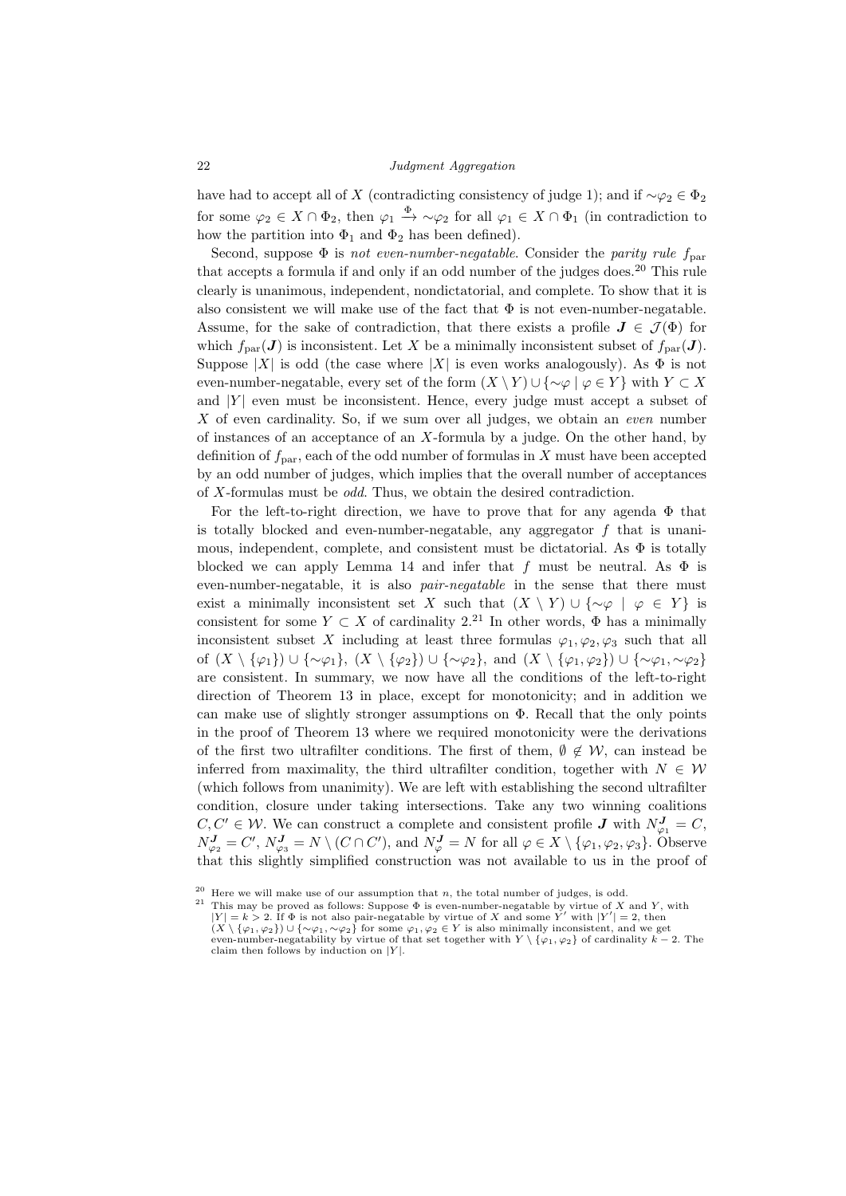have had to accept all of $X$ (contradicting consistency of judge 1); and if $\sim\varphi_2 \in \Phi_2$ for some $\varphi_2 \in X \cap \Phi_2$, then $\varphi_1 \xrightarrow{\Phi} \sim\varphi_2$ for all $\varphi_1 \in X \cap \Phi_1$ (in contradiction to how the partition into $\Phi_1$ and $\Phi_2$ has been defined).

Second, suppose $\Phi$ is *not even-number-negatable*. Consider the *parity rule* $f_{\text{par}}$ that accepts a formula if and only if an odd number of the judges does.[20] This rule clearly is unanimous, independent, nondictatorial, and complete. To show that it is also consistent we will make use of the fact that $\Phi$ is not even-number-negatable. Assume, for the sake of contradiction, that there exists a profile $\boldsymbol{J} \in \mathcal{J}(\Phi)$ for which $f_{\text{par}}(\boldsymbol{J})$ is inconsistent. Let $X$ be a minimally inconsistent subset of $f_{\text{par}}(\boldsymbol{J})$. Suppose $|X|$ is odd (the case where $|X|$ is even works analogously). As $\Phi$ is not even-number-negatable, every set of the form $(X \setminus Y) \cup \{\sim\varphi \mid \varphi \in Y\}$ with $Y \subset X$ and $|Y|$ even must be inconsistent. Hence, every judge must accept a subset of $X$ of even cardinality. So, if we sum over all judges, we obtain an *even* number of instances of an acceptance of an $X$-formula by a judge. On the other hand, by definition of $f_{\text{par}}$, each of the odd number of formulas in $X$ must have been accepted by an odd number of judges, which implies that the overall number of acceptances of $X$-formulas must be *odd*. Thus, we obtain the desired contradiction.

For the left-to-right direction, we have to prove that for any agenda $\Phi$ that is totally blocked and even-number-negatable, any aggregator $f$ that is unanimous, independent, complete, and consistent must be dictatorial. As $\Phi$ is totally blocked we can apply Lemma 14 and infer that $f$ must be neutral. As $\Phi$ is even-number-negatable, it is also *pair-negatable* in the sense that there must exist a minimally inconsistent set $X$ such that $(X \setminus Y) \cup \{\sim\varphi \mid \varphi \in Y\}$ is consistent for some $Y \subset X$ of cardinality 2.[21] In other words, $\Phi$ has a minimally inconsistent subset $X$ including at least three formulas $\varphi_1, \varphi_2, \varphi_3$ such that all of $(X \setminus \{\varphi_1\}) \cup \{\sim\varphi_1\}$, $(X \setminus \{\varphi_2\}) \cup \{\sim\varphi_2\}$, and $(X \setminus \{\varphi_1, \varphi_2\}) \cup \{\sim\varphi_1, \sim\varphi_2\}$ are consistent. In summary, we now have all the conditions of the left-to-right direction of Theorem 13 in place, except for monotonicity; and in addition we can make use of slightly stronger assumptions on $\Phi$. Recall that the only points in the proof of Theorem 13 where we required monotonicity were the derivations of the first two ultrafilter conditions. The first of them, $\emptyset \notin \mathcal{W}$, can instead be inferred from maximality, the third ultrafilter condition, together with $N \in \mathcal{W}$ (which follows from unanimity). We are left with establishing the second ultrafilter condition, closure under taking intersections. Take any two winning coalitions $C, C' \in \mathcal{W}$. We can construct a complete and consistent profile $\boldsymbol{J}$ with $N^{\boldsymbol{J}}_{\varphi_1} = C$, $N^{\boldsymbol{J}}_{\varphi_2} = C'$, $N^{\boldsymbol{J}}_{\varphi_3} = N \setminus (C \cap C')$, and $N^{\boldsymbol{J}}_{\varphi} = N$ for all $\varphi \in X \setminus \{\varphi_1, \varphi_2, \varphi_3\}$. Observe that this slightly simplified construction was not available to us in the proof of

[20] Here we will make use of our assumption that $n$, the total number of judges, is odd.

[21] This may be proved as follows: Suppose $\Phi$ is even-number-negatable by virtue of $X$ and $Y$, with $|Y| = k > 2$. If $\Phi$ is not also pair-negatable by virtue of $X$ and some $Y'$ with $|Y'| = 2$, then $(X \setminus \{\varphi_1, \varphi_2\}) \cup \{\sim\varphi_1, \sim\varphi_2\}$ for some $\varphi_1, \varphi_2 \in Y$ is also minimally inconsistent, and we get even-number-negatability by virtue of that set together with $Y \setminus \{\varphi_1, \varphi_2\}$ of cardinality $k - 2$. The claim then follows by induction on $|Y|$.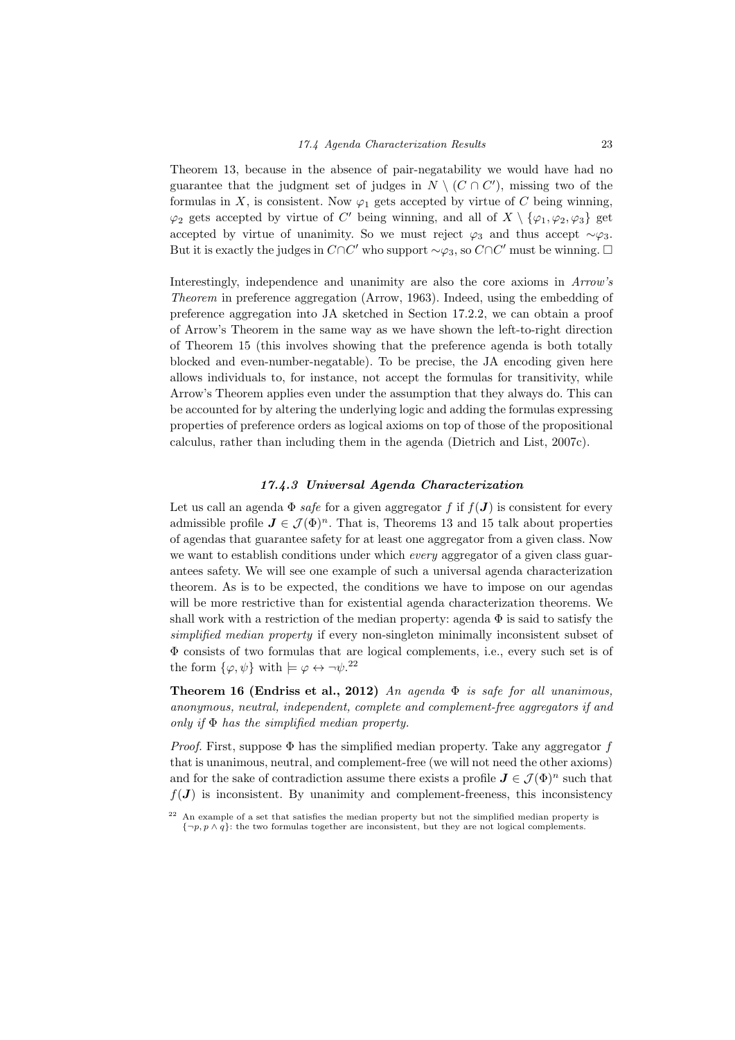Theorem 13, because in the absence of pair-negatability we would have had no guarantee that the judgment set of judges in $N \setminus (C \cap C')$, missing two of the formulas in $X$, is consistent. Now $\varphi_1$ gets accepted by virtue of $C$ being winning, $\varphi_2$ gets accepted by virtue of $C'$ being winning, and all of $X \setminus \{\varphi_1, \varphi_2, \varphi_3\}$ get accepted by virtue of unanimity. So we must reject $\varphi_3$ and thus accept $\sim\varphi_3$. But it is exactly the judges in $C \cap C'$ who support $\sim\varphi_3$, so $C \cap C'$ must be winning. □

Interestingly, independence and unanimity are also the core axioms in *Arrow's Theorem* in preference aggregation (Arrow, 1963). Indeed, using the embedding of preference aggregation into JA sketched in Section 17.2.2, we can obtain a proof of Arrow's Theorem in the same way as we have shown the left-to-right direction of Theorem 15 (this involves showing that the preference agenda is both totally blocked and even-number-negatable). To be precise, the JA encoding given here allows individuals to, for instance, not accept the formulas for transitivity, while Arrow's Theorem applies even under the assumption that they always do. This can be accounted for by altering the underlying logic and adding the formulas expressing properties of preference orders as logical axioms on top of those of the propositional calculus, rather than including them in the agenda (Dietrich and List, 2007c).

### *17.4.3 Universal Agenda Characterization*

Let us call an agenda $\Phi$ *safe* for a given aggregator $f$ if $f(\boldsymbol{J})$ is consistent for every admissible profile $\boldsymbol{J} \in \mathcal{J}(\Phi)^n$. That is, Theorems 13 and 15 talk about properties of agendas that guarantee safety for at least one aggregator from a given class. Now we want to establish conditions under which *every* aggregator of a given class guarantees safety. We will see one example of such a universal agenda characterization theorem. As is to be expected, the conditions we have to impose on our agendas will be more restrictive than for existential agenda characterization theorems. We shall work with a restriction of the median property: agenda $\Phi$ is said to satisfy the *simplified median property* if every non-singleton minimally inconsistent subset of $\Phi$ consists of two formulas that are logical complements, i.e., every such set is of the form $\{\varphi, \psi\}$ with $\models \varphi \leftrightarrow \neg\psi$.[22]

**Theorem 16 (Endriss et al., 2012)** *An agenda $\Phi$ is safe for all unanimous, anonymous, neutral, independent, complete and complement-free aggregators if and only if $\Phi$ has the simplified median property.*

*Proof.* First, suppose $\Phi$ has the simplified median property. Take any aggregator $f$ that is unanimous, neutral, and complement-free (we will not need the other axioms) and for the sake of contradiction assume there exists a profile $\boldsymbol{J} \in \mathcal{J}(\Phi)^n$ such that $f(\boldsymbol{J})$ is inconsistent. By unanimity and complement-freeness, this inconsistency

[22] An example of a set that satisfies the median property but not the simplified median property is $\{\neg p, p \wedge q\}$: the two formulas together are inconsistent, but they are not logical complements.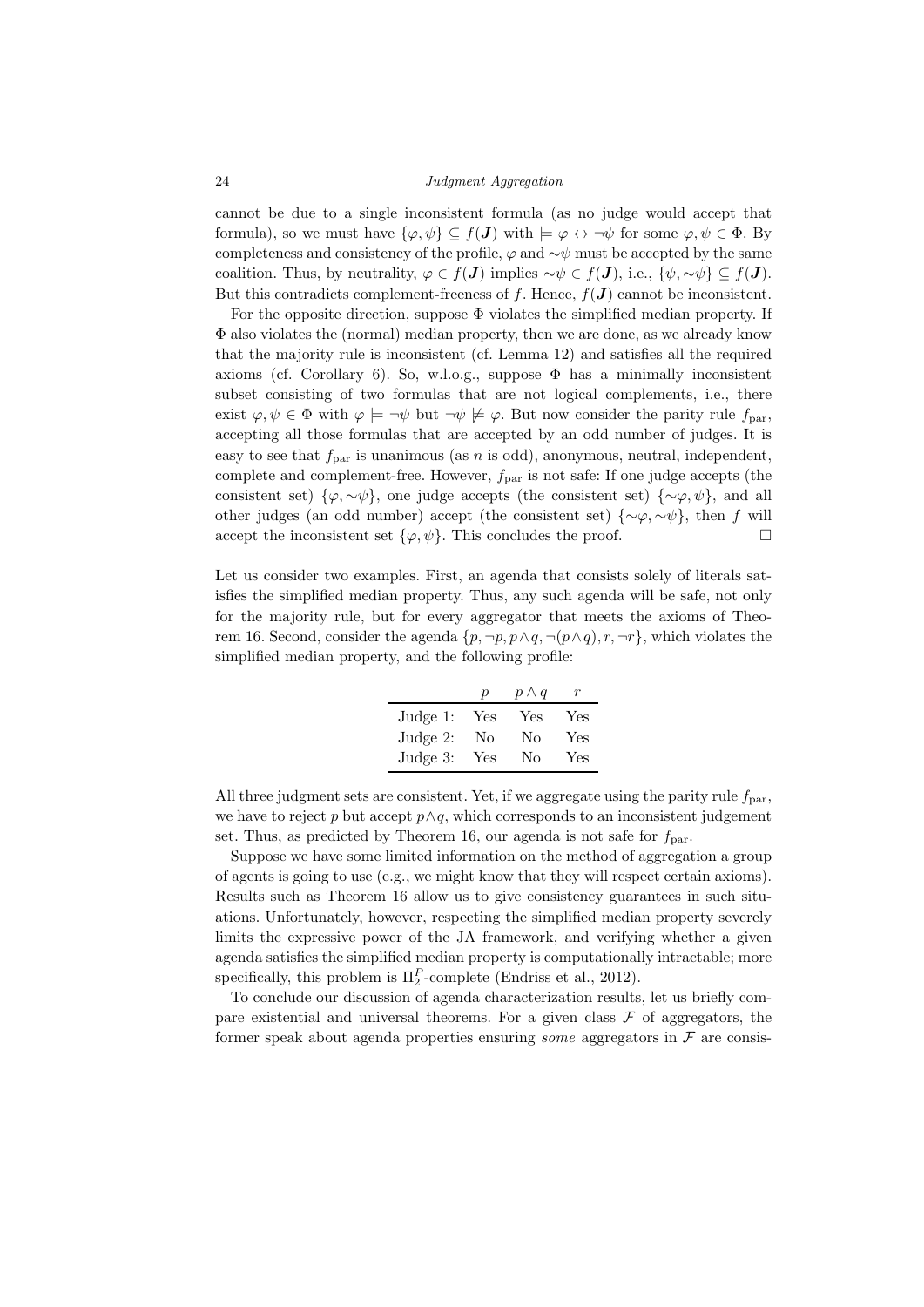cannot be due to a single inconsistent formula (as no judge would accept that formula), so we must have $\{\varphi, \psi\} \subseteq f(\boldsymbol{J})$ with $\models \varphi \leftrightarrow \neg\psi$ for some $\varphi, \psi \in \Phi$. By completeness and consistency of the profile, $\varphi$ and $\sim\!\psi$ must be accepted by the same coalition. Thus, by neutrality, $\varphi \in f(\boldsymbol{J})$ implies $\sim\!\psi \in f(\boldsymbol{J})$, i.e., $\{\psi, \sim\!\psi\} \subseteq f(\boldsymbol{J})$. But this contradicts complement-freeness of $f$. Hence, $f(\boldsymbol{J})$ cannot be inconsistent.

For the opposite direction, suppose $\Phi$ violates the simplified median property. If $\Phi$ also violates the (normal) median property, then we are done, as we already know that the majority rule is inconsistent (cf. Lemma 12) and satisfies all the required axioms (cf. Corollary 6). So, w.l.o.g., suppose $\Phi$ has a minimally inconsistent subset consisting of two formulas that are not logical complements, i.e., there exist $\varphi, \psi \in \Phi$ with $\varphi \models \neg\psi$ but $\neg\psi \not\models \varphi$. But now consider the parity rule $f_{\text{par}}$, accepting all those formulas that are accepted by an odd number of judges. It is easy to see that $f_{\text{par}}$ is unanimous (as $n$ is odd), anonymous, neutral, independent, complete and complement-free. However, $f_{\text{par}}$ is not safe: If one judge accepts (the consistent set) $\{\varphi, \sim\!\psi\}$, one judge accepts (the consistent set) $\{\sim\!\varphi, \psi\}$, and all other judges (an odd number) accept (the consistent set) $\{\sim\!\varphi, \sim\!\psi\}$, then $f$ will accept the inconsistent set $\{\varphi, \psi\}$. This concludes the proof. □

Let us consider two examples. First, an agenda that consists solely of literals satisfies the simplified median property. Thus, any such agenda will be safe, not only for the majority rule, but for every aggregator that meets the axioms of Theorem 16. Second, consider the agenda $\{p, \neg p, p \wedge q, \neg(p \wedge q), r, \neg r\}$, which violates the simplified median property, and the following profile:

| | $p$ | $p \wedge q$ | $r$ |
|---|---|---|---|
| Judge 1: | Yes | Yes | Yes |
| Judge 2: | No | No | Yes |
| Judge 3: | Yes | No | Yes |

All three judgment sets are consistent. Yet, if we aggregate using the parity rule $f_{\text{par}}$, we have to reject $p$ but accept $p \wedge q$, which corresponds to an inconsistent judgement set. Thus, as predicted by Theorem 16, our agenda is not safe for $f_{\text{par}}$.

Suppose we have some limited information on the method of aggregation a group of agents is going to use (e.g., we might know that they will respect certain axioms). Results such as Theorem 16 allow us to give consistency guarantees in such situations. Unfortunately, however, respecting the simplified median property severely limits the expressive power of the JA framework, and verifying whether a given agenda satisfies the simplified median property is computationally intractable; more specifically, this problem is $\Pi_2^P$-complete (Endriss et al., 2012).

To conclude our discussion of agenda characterization results, let us briefly compare existential and universal theorems. For a given class $\mathcal{F}$ of aggregators, the former speak about agenda properties ensuring *some* aggregators in $\mathcal{F}$ are consis-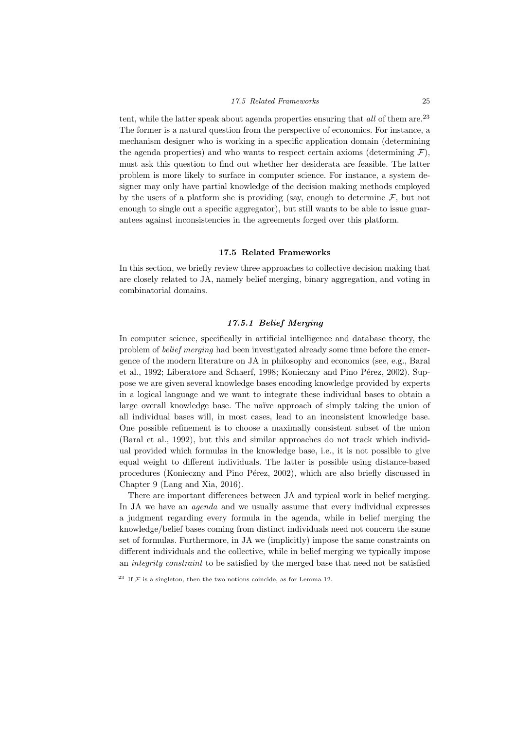tent, while the latter speak about agenda properties ensuring that *all* of them are.[23] The former is a natural question from the perspective of economics. For instance, a mechanism designer who is working in a specific application domain (determining the agenda properties) and who wants to respect certain axioms (determining $\mathcal{F}$), must ask this question to find out whether her desiderata are feasible. The latter problem is more likely to surface in computer science. For instance, a system designer may only have partial knowledge of the decision making methods employed by the users of a platform she is providing (say, enough to determine $\mathcal{F}$, but not enough to single out a specific aggregator), but still wants to be able to issue guarantees against inconsistencies in the agreements forged over this platform.

## 17.5 Related Frameworks

In this section, we briefly review three approaches to collective decision making that are closely related to JA, namely belief merging, binary aggregation, and voting in combinatorial domains.

### 17.5.1 Belief Merging

In computer science, specifically in artificial intelligence and database theory, the problem of *belief merging* had been investigated already some time before the emergence of the modern literature on JA in philosophy and economics (see, e.g., Baral et al., 1992; Liberatore and Schaerf, 1998; Konieczny and Pino Pérez, 2002). Suppose we are given several knowledge bases encoding knowledge provided by experts in a logical language and we want to integrate these individual bases to obtain a large overall knowledge base. The naïve approach of simply taking the union of all individual bases will, in most cases, lead to an inconsistent knowledge base. One possible refinement is to choose a maximally consistent subset of the union (Baral et al., 1992), but this and similar approaches do not track which individual provided which formulas in the knowledge base, i.e., it is not possible to give equal weight to different individuals. The latter is possible using distance-based procedures (Konieczny and Pino Pérez, 2002), which are also briefly discussed in Chapter 9 (Lang and Xia, 2016).

There are important differences between JA and typical work in belief merging. In JA we have an *agenda* and we usually assume that every individual expresses a judgment regarding every formula in the agenda, while in belief merging the knowledge/belief bases coming from distinct individuals need not concern the same set of formulas. Furthermore, in JA we (implicitly) impose the same constraints on different individuals and the collective, while in belief merging we typically impose an *integrity constraint* to be satisfied by the merged base that need not be satisfied

[23] If $\mathcal{F}$ is a singleton, then the two notions coincide, as for Lemma 12.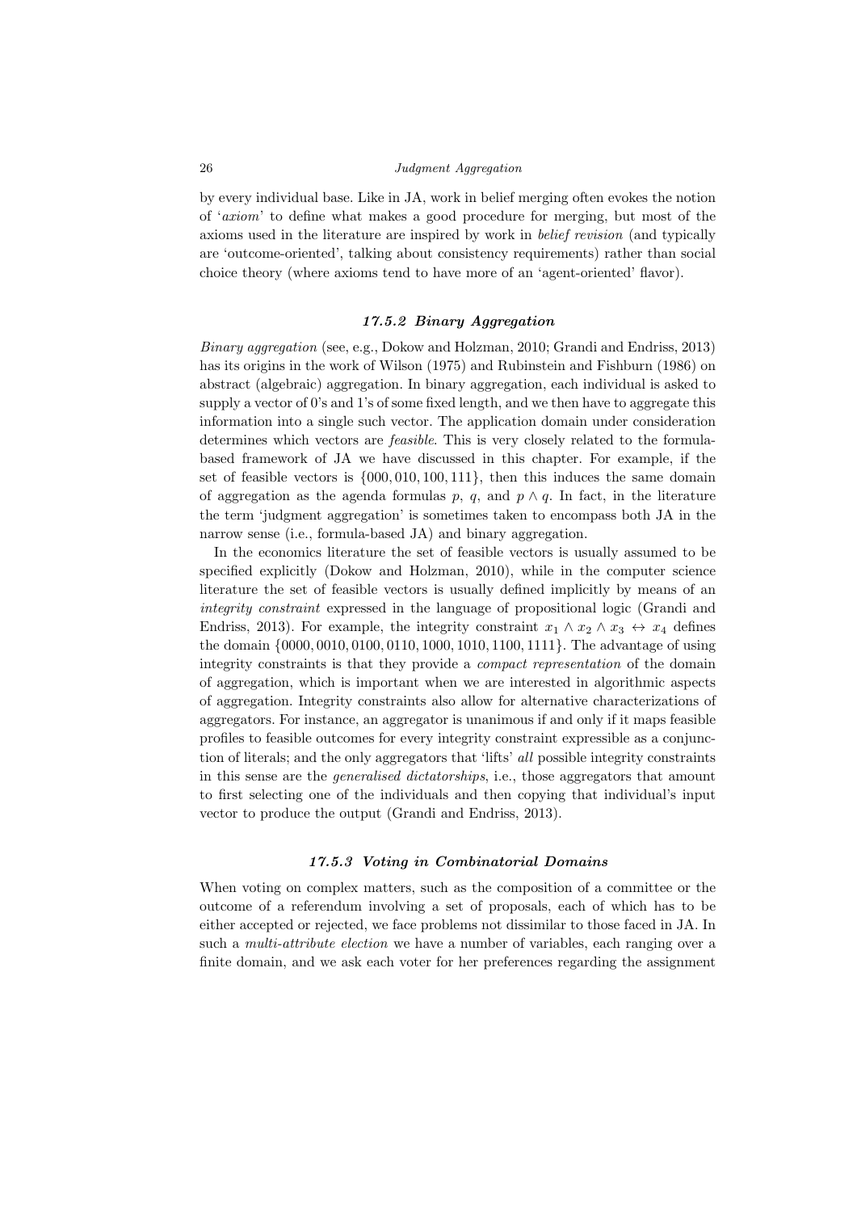by every individual base. Like in JA, work in belief merging often evokes the notion of '*axiom*' to define what makes a good procedure for merging, but most of the axioms used in the literature are inspired by work in *belief revision* (and typically are 'outcome-oriented', talking about consistency requirements) rather than social choice theory (where axioms tend to have more of an 'agent-oriented' flavor).

### 17.5.2 Binary Aggregation

*Binary aggregation* (see, e.g., Dokow and Holzman, 2010; Grandi and Endriss, 2013) has its origins in the work of Wilson (1975) and Rubinstein and Fishburn (1986) on abstract (algebraic) aggregation. In binary aggregation, each individual is asked to supply a vector of 0's and 1's of some fixed length, and we then have to aggregate this information into a single such vector. The application domain under consideration determines which vectors are *feasible*. This is very closely related to the formula-based framework of JA we have discussed in this chapter. For example, if the set of feasible vectors is $\{000, 010, 100, 111\}$, then this induces the same domain of aggregation as the agenda formulas $p$, $q$, and $p \wedge q$. In fact, in the literature the term 'judgment aggregation' is sometimes taken to encompass both JA in the narrow sense (i.e., formula-based JA) and binary aggregation.

In the economics literature the set of feasible vectors is usually assumed to be specified explicitly (Dokow and Holzman, 2010), while in the computer science literature the set of feasible vectors is usually defined implicitly by means of an *integrity constraint* expressed in the language of propositional logic (Grandi and Endriss, 2013). For example, the integrity constraint $x_1 \wedge x_2 \wedge x_3 \leftrightarrow x_4$ defines the domain $\{0000, 0010, 0100, 0110, 1000, 1010, 1100, 1111\}$. The advantage of using integrity constraints is that they provide a *compact representation* of the domain of aggregation, which is important when we are interested in algorithmic aspects of aggregation. Integrity constraints also allow for alternative characterizations of aggregators. For instance, an aggregator is unanimous if and only if it maps feasible profiles to feasible outcomes for every integrity constraint expressible as a conjunction of literals; and the only aggregators that 'lifts' *all* possible integrity constraints in this sense are the *generalised dictatorships*, i.e., those aggregators that amount to first selecting one of the individuals and then copying that individual's input vector to produce the output (Grandi and Endriss, 2013).

### 17.5.3 Voting in Combinatorial Domains

When voting on complex matters, such as the composition of a committee or the outcome of a referendum involving a set of proposals, each of which has to be either accepted or rejected, we face problems not dissimilar to those faced in JA. In such a *multi-attribute election* we have a number of variables, each ranging over a finite domain, and we ask each voter for her preferences regarding the assignment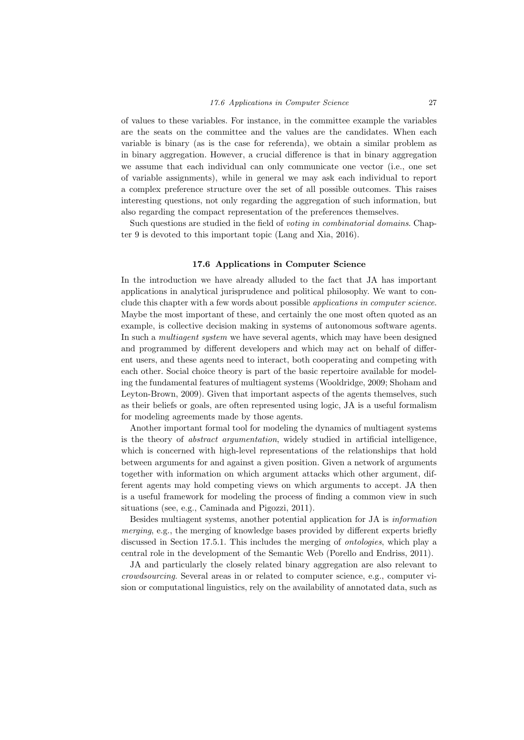of values to these variables. For instance, in the committee example the variables are the seats on the committee and the values are the candidates. When each variable is binary (as is the case for referenda), we obtain a similar problem as in binary aggregation. However, a crucial difference is that in binary aggregation we assume that each individual can only communicate one vector (i.e., one set of variable assignments), while in general we may ask each individual to report a complex preference structure over the set of all possible outcomes. This raises interesting questions, not only regarding the aggregation of such information, but also regarding the compact representation of the preferences themselves.

Such questions are studied in the field of *voting in combinatorial domains*. Chapter 9 is devoted to this important topic (Lang and Xia, 2016).

## 17.6 Applications in Computer Science

In the introduction we have already alluded to the fact that JA has important applications in analytical jurisprudence and political philosophy. We want to conclude this chapter with a few words about possible *applications in computer science*. Maybe the most important of these, and certainly the one most often quoted as an example, is collective decision making in systems of autonomous software agents. In such a *multiagent system* we have several agents, which may have been designed and programmed by different developers and which may act on behalf of different users, and these agents need to interact, both cooperating and competing with each other. Social choice theory is part of the basic repertoire available for modeling the fundamental features of multiagent systems (Wooldridge, 2009; Shoham and Leyton-Brown, 2009). Given that important aspects of the agents themselves, such as their beliefs or goals, are often represented using logic, JA is a useful formalism for modeling agreements made by those agents.

Another important formal tool for modeling the dynamics of multiagent systems is the theory of *abstract argumentation*, widely studied in artificial intelligence, which is concerned with high-level representations of the relationships that hold between arguments for and against a given position. Given a network of arguments together with information on which argument attacks which other argument, different agents may hold competing views on which arguments to accept. JA then is a useful framework for modeling the process of finding a common view in such situations (see, e.g., Caminada and Pigozzi, 2011).

Besides multiagent systems, another potential application for JA is *information merging*, e.g., the merging of knowledge bases provided by different experts briefly discussed in Section 17.5.1. This includes the merging of *ontologies*, which play a central role in the development of the Semantic Web (Porello and Endriss, 2011).

JA and particularly the closely related binary aggregation are also relevant to *crowdsourcing*. Several areas in or related to computer science, e.g., computer vision or computational linguistics, rely on the availability of annotated data, such as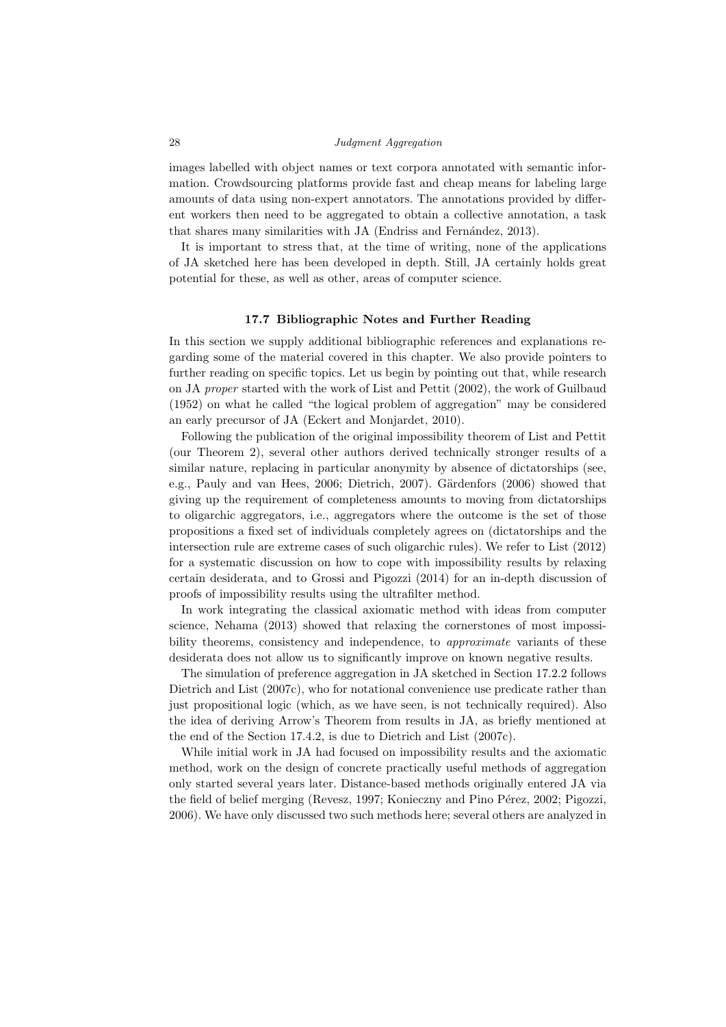images labelled with object names or text corpora annotated with semantic information. Crowdsourcing platforms provide fast and cheap means for labeling large amounts of data using non-expert annotators. The annotations provided by different workers then need to be aggregated to obtain a collective annotation, a task that shares many similarities with JA (Endriss and Fernández, 2013).

It is important to stress that, at the time of writing, none of the applications of JA sketched here has been developed in depth. Still, JA certainly holds great potential for these, as well as other, areas of computer science.

### 17.7 Bibliographic Notes and Further Reading

In this section we supply additional bibliographic references and explanations regarding some of the material covered in this chapter. We also provide pointers to further reading on specific topics. Let us begin by pointing out that, while research on JA *proper* started with the work of List and Pettit (2002), the work of Guilbaud (1952) on what he called "the logical problem of aggregation" may be considered an early precursor of JA (Eckert and Monjardet, 2010).

Following the publication of the original impossibility theorem of List and Pettit (our Theorem 2), several other authors derived technically stronger results of a similar nature, replacing in particular anonymity by absence of dictatorships (see, e.g., Pauly and van Hees, 2006; Dietrich, 2007). Gärdenfors (2006) showed that giving up the requirement of completeness amounts to moving from dictatorships to oligarchic aggregators, i.e., aggregators where the outcome is the set of those propositions a fixed set of individuals completely agrees on (dictatorships and the intersection rule are extreme cases of such oligarchic rules). We refer to List (2012) for a systematic discussion on how to cope with impossibility results by relaxing certain desiderata, and to Grossi and Pigozzi (2014) for an in-depth discussion of proofs of impossibility results using the ultrafilter method.

In work integrating the classical axiomatic method with ideas from computer science, Nehama (2013) showed that relaxing the cornerstones of most impossibility theorems, consistency and independence, to *approximate* variants of these desiderata does not allow us to significantly improve on known negative results.

The simulation of preference aggregation in JA sketched in Section 17.2.2 follows Dietrich and List (2007c), who for notational convenience use predicate rather than just propositional logic (which, as we have seen, is not technically required). Also the idea of deriving Arrow's Theorem from results in JA, as briefly mentioned at the end of the Section 17.4.2, is due to Dietrich and List (2007c).

While initial work in JA had focused on impossibility results and the axiomatic method, work on the design of concrete practically useful methods of aggregation only started several years later. Distance-based methods originally entered JA via the field of belief merging (Revesz, 1997; Konieczny and Pino Pérez, 2002; Pigozzi, 2006). We have only discussed two such methods here; several others are analyzed in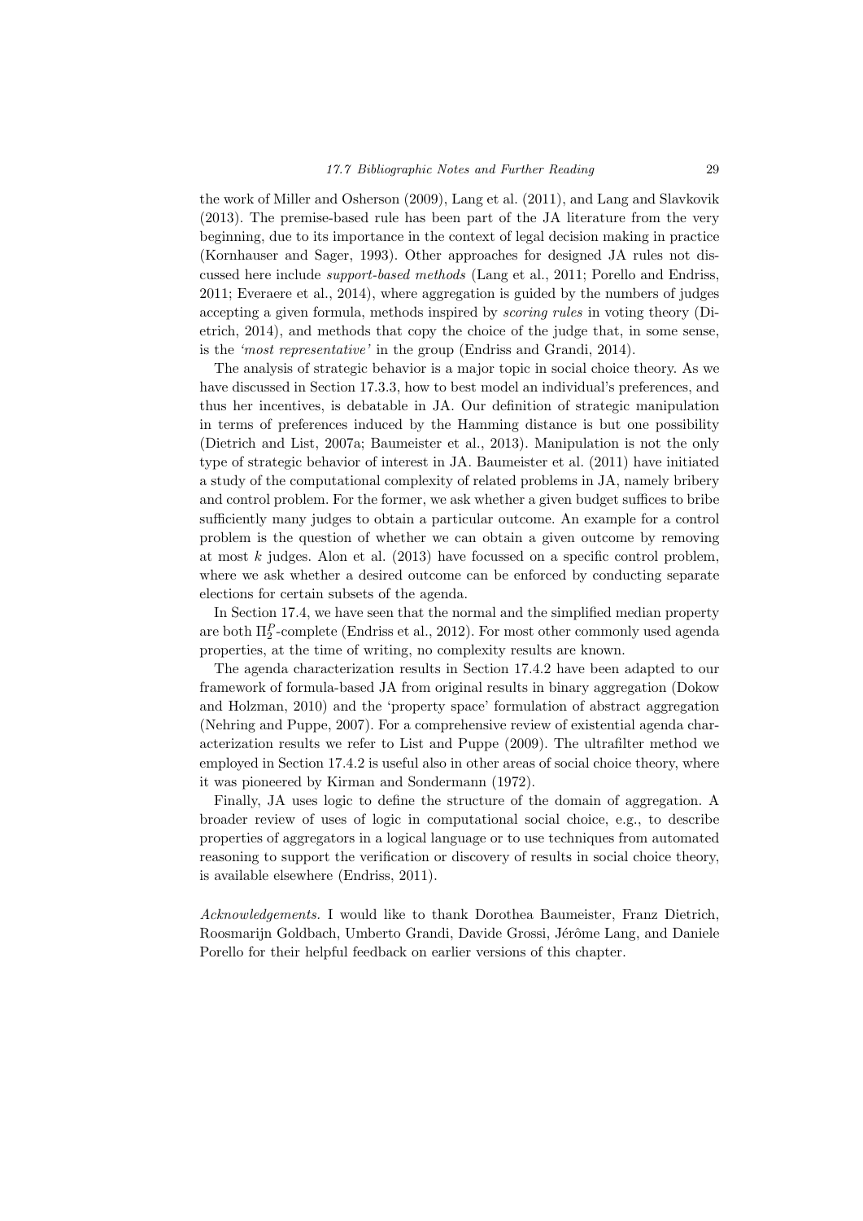the work of Miller and Osherson (2009), Lang et al. (2011), and Lang and Slavkovik (2013). The premise-based rule has been part of the JA literature from the very beginning, due to its importance in the context of legal decision making in practice (Kornhauser and Sager, 1993). Other approaches for designed JA rules not discussed here include *support-based methods* (Lang et al., 2011; Porello and Endriss, 2011; Everaere et al., 2014), where aggregation is guided by the numbers of judges accepting a given formula, methods inspired by *scoring rules* in voting theory (Dietrich, 2014), and methods that copy the choice of the judge that, in some sense, is the *'most representative'* in the group (Endriss and Grandi, 2014).

The analysis of strategic behavior is a major topic in social choice theory. As we have discussed in Section 17.3.3, how to best model an individual's preferences, and thus her incentives, is debatable in JA. Our definition of strategic manipulation in terms of preferences induced by the Hamming distance is but one possibility (Dietrich and List, 2007a; Baumeister et al., 2013). Manipulation is not the only type of strategic behavior of interest in JA. Baumeister et al. (2011) have initiated a study of the computational complexity of related problems in JA, namely bribery and control problem. For the former, we ask whether a given budget suffices to bribe sufficiently many judges to obtain a particular outcome. An example for a control problem is the question of whether we can obtain a given outcome by removing at most $k$ judges. Alon et al. (2013) have focussed on a specific control problem, where we ask whether a desired outcome can be enforced by conducting separate elections for certain subsets of the agenda.

In Section 17.4, we have seen that the normal and the simplified median property are both $\Pi_2^P$-complete (Endriss et al., 2012). For most other commonly used agenda properties, at the time of writing, no complexity results are known.

The agenda characterization results in Section 17.4.2 have been adapted to our framework of formula-based JA from original results in binary aggregation (Dokow and Holzman, 2010) and the 'property space' formulation of abstract aggregation (Nehring and Puppe, 2007). For a comprehensive review of existential agenda characterization results we refer to List and Puppe (2009). The ultrafilter method we employed in Section 17.4.2 is useful also in other areas of social choice theory, where it was pioneered by Kirman and Sondermann (1972).

Finally, JA uses logic to define the structure of the domain of aggregation. A broader review of uses of logic in computational social choice, e.g., to describe properties of aggregators in a logical language or to use techniques from automated reasoning to support the verification or discovery of results in social choice theory, is available elsewhere (Endriss, 2011).

*Acknowledgements.* I would like to thank Dorothea Baumeister, Franz Dietrich, Roosmarijn Goldbach, Umberto Grandi, Davide Grossi, Jérôme Lang, and Daniele Porello for their helpful feedback on earlier versions of this chapter.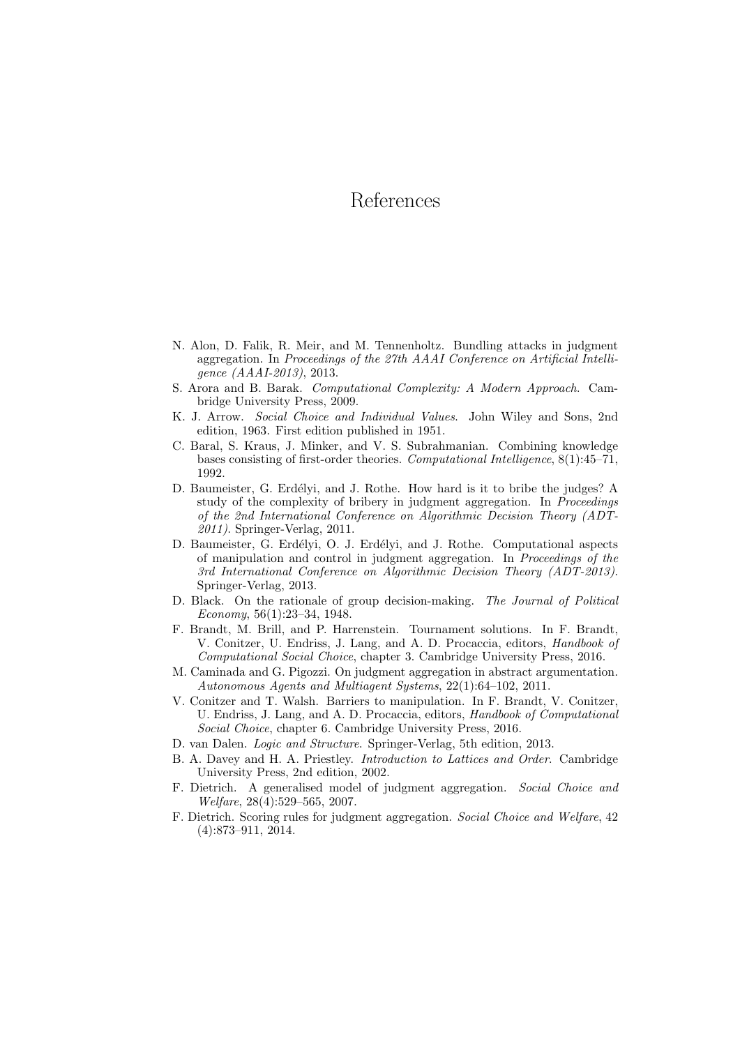# References

N. Alon, D. Falik, R. Meir, and M. Tennenholtz. Bundling attacks in judgment aggregation. In *Proceedings of the 27th AAAI Conference on Artificial Intelligence (AAAI-2013)*, 2013.

S. Arora and B. Barak. *Computational Complexity: A Modern Approach*. Cambridge University Press, 2009.

K. J. Arrow. *Social Choice and Individual Values*. John Wiley and Sons, 2nd edition, 1963. First edition published in 1951.

C. Baral, S. Kraus, J. Minker, and V. S. Subrahmanian. Combining knowledge bases consisting of first-order theories. *Computational Intelligence*, 8(1):45–71, 1992.

D. Baumeister, G. Erdélyi, and J. Rothe. How hard is it to bribe the judges? A study of the complexity of bribery in judgment aggregation. In *Proceedings of the 2nd International Conference on Algorithmic Decision Theory (ADT-2011)*. Springer-Verlag, 2011.

D. Baumeister, G. Erdélyi, O. J. Erdélyi, and J. Rothe. Computational aspects of manipulation and control in judgment aggregation. In *Proceedings of the 3rd International Conference on Algorithmic Decision Theory (ADT-2013)*. Springer-Verlag, 2013.

D. Black. On the rationale of group decision-making. *The Journal of Political Economy*, 56(1):23–34, 1948.

F. Brandt, M. Brill, and P. Harrenstein. Tournament solutions. In F. Brandt, V. Conitzer, U. Endriss, J. Lang, and A. D. Procaccia, editors, *Handbook of Computational Social Choice*, chapter 3. Cambridge University Press, 2016.

M. Caminada and G. Pigozzi. On judgment aggregation in abstract argumentation. *Autonomous Agents and Multiagent Systems*, 22(1):64–102, 2011.

V. Conitzer and T. Walsh. Barriers to manipulation. In F. Brandt, V. Conitzer, U. Endriss, J. Lang, and A. D. Procaccia, editors, *Handbook of Computational Social Choice*, chapter 6. Cambridge University Press, 2016.

D. van Dalen. *Logic and Structure*. Springer-Verlag, 5th edition, 2013.

B. A. Davey and H. A. Priestley. *Introduction to Lattices and Order*. Cambridge University Press, 2nd edition, 2002.

F. Dietrich. A generalised model of judgment aggregation. *Social Choice and Welfare*, 28(4):529–565, 2007.

F. Dietrich. Scoring rules for judgment aggregation. *Social Choice and Welfare*, 42 (4):873–911, 2014.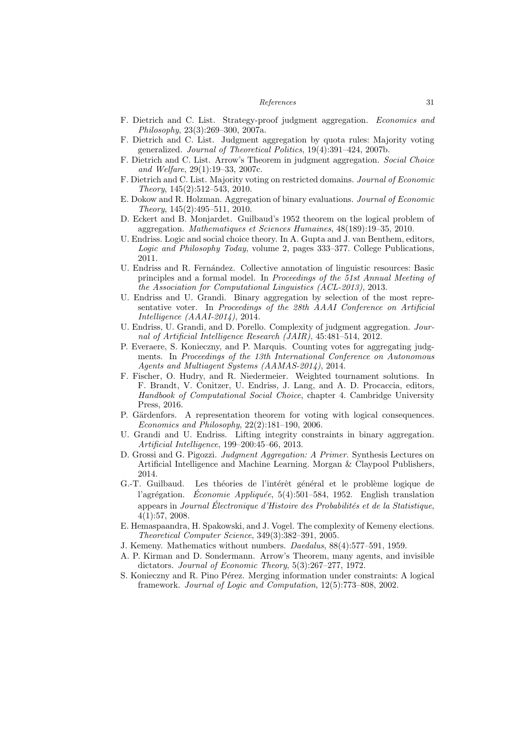F. Dietrich and C. List. Strategy-proof judgment aggregation. *Economics and Philosophy*, 23(3):269–300, 2007a.

F. Dietrich and C. List. Judgment aggregation by quota rules: Majority voting generalized. *Journal of Theoretical Politics*, 19(4):391–424, 2007b.

F. Dietrich and C. List. Arrow's Theorem in judgment aggregation. *Social Choice and Welfare*, 29(1):19–33, 2007c.

F. Dietrich and C. List. Majority voting on restricted domains. *Journal of Economic Theory*, 145(2):512–543, 2010.

E. Dokow and R. Holzman. Aggregation of binary evaluations. *Journal of Economic Theory*, 145(2):495–511, 2010.

D. Eckert and B. Monjardet. Guilbaud's 1952 theorem on the logical problem of aggregation. *Mathematiques et Sciences Humaines*, 48(189):19–35, 2010.

U. Endriss. Logic and social choice theory. In A. Gupta and J. van Benthem, editors, *Logic and Philosophy Today*, volume 2, pages 333–377. College Publications, 2011.

U. Endriss and R. Fernández. Collective annotation of linguistic resources: Basic principles and a formal model. In *Proceedings of the 51st Annual Meeting of the Association for Computational Linguistics (ACL-2013)*, 2013.

U. Endriss and U. Grandi. Binary aggregation by selection of the most representative voter. In *Proceedings of the 28th AAAI Conference on Artificial Intelligence (AAAI-2014)*, 2014.

U. Endriss, U. Grandi, and D. Porello. Complexity of judgment aggregation. *Journal of Artificial Intelligence Research (JAIR)*, 45:481–514, 2012.

P. Everaere, S. Konieczny, and P. Marquis. Counting votes for aggregating judgments. In *Proceedings of the 13th International Conference on Autonomous Agents and Multiagent Systems (AAMAS-2014)*, 2014.

F. Fischer, O. Hudry, and R. Niedermeier. Weighted tournament solutions. In F. Brandt, V. Conitzer, U. Endriss, J. Lang, and A. D. Procaccia, editors, *Handbook of Computational Social Choice*, chapter 4. Cambridge University Press, 2016.

P. Gärdenfors. A representation theorem for voting with logical consequences. *Economics and Philosophy*, 22(2):181–190, 2006.

U. Grandi and U. Endriss. Lifting integrity constraints in binary aggregation. *Artificial Intelligence*, 199–200:45–66, 2013.

D. Grossi and G. Pigozzi. *Judgment Aggregation: A Primer*. Synthesis Lectures on Artificial Intelligence and Machine Learning. Morgan & Claypool Publishers, 2014.

G.-T. Guilbaud. Les théories de l'intérêt général et le problème logique de l'agrégation. *Économie Appliquée*, 5(4):501–584, 1952. English translation appears in *Journal Électronique d'Histoire des Probabilités et de la Statistique*, 4(1):57, 2008.

E. Hemaspaandra, H. Spakowski, and J. Vogel. The complexity of Kemeny elections. *Theoretical Computer Science*, 349(3):382–391, 2005.

J. Kemeny. Mathematics without numbers. *Daedalus*, 88(4):577–591, 1959.

A. P. Kirman and D. Sondermann. Arrow's Theorem, many agents, and invisible dictators. *Journal of Economic Theory*, 5(3):267–277, 1972.

S. Konieczny and R. Pino Pérez. Merging information under constraints: A logical framework. *Journal of Logic and Computation*, 12(5):773–808, 2002.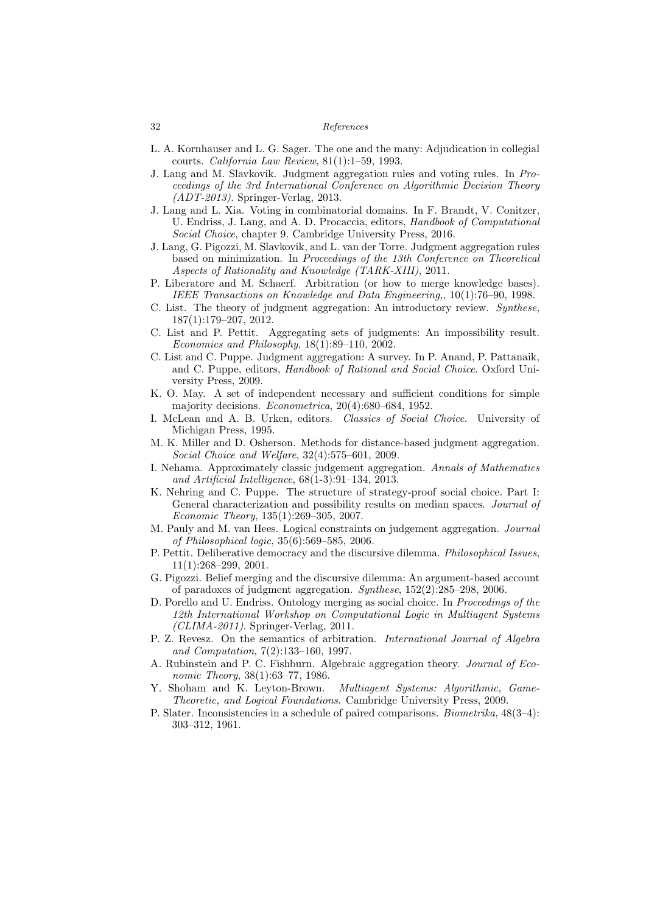- L. A. Kornhauser and L. G. Sager. The one and the many: Adjudication in collegial courts. *California Law Review*, 81(1):1–59, 1993.
- J. Lang and M. Slavkovik. Judgment aggregation rules and voting rules. In *Proceedings of the 3rd International Conference on Algorithmic Decision Theory (ADT-2013)*. Springer-Verlag, 2013.
- J. Lang and L. Xia. Voting in combinatorial domains. In F. Brandt, V. Conitzer, U. Endriss, J. Lang, and A. D. Procaccia, editors, *Handbook of Computational Social Choice*, chapter 9. Cambridge University Press, 2016.
- J. Lang, G. Pigozzi, M. Slavkovik, and L. van der Torre. Judgment aggregation rules based on minimization. In *Proceedings of the 13th Conference on Theoretical Aspects of Rationality and Knowledge (TARK-XIII)*, 2011.
- P. Liberatore and M. Schaerf. Arbitration (or how to merge knowledge bases). *IEEE Transactions on Knowledge and Data Engineering,*, 10(1):76–90, 1998.
- C. List. The theory of judgment aggregation: An introductory review. *Synthese*, 187(1):179–207, 2012.
- C. List and P. Pettit. Aggregating sets of judgments: An impossibility result. *Economics and Philosophy*, 18(1):89–110, 2002.
- C. List and C. Puppe. Judgment aggregation: A survey. In P. Anand, P. Pattanaik, and C. Puppe, editors, *Handbook of Rational and Social Choice*. Oxford University Press, 2009.
- K. O. May. A set of independent necessary and sufficient conditions for simple majority decisions. *Econometrica*, 20(4):680–684, 1952.
- I. McLean and A. B. Urken, editors. *Classics of Social Choice*. University of Michigan Press, 1995.
- M. K. Miller and D. Osherson. Methods for distance-based judgment aggregation. *Social Choice and Welfare*, 32(4):575–601, 2009.
- I. Nehama. Approximately classic judgement aggregation. *Annals of Mathematics and Artificial Intelligence*, 68(1-3):91–134, 2013.
- K. Nehring and C. Puppe. The structure of strategy-proof social choice. Part I: General characterization and possibility results on median spaces. *Journal of Economic Theory*, 135(1):269–305, 2007.
- M. Pauly and M. van Hees. Logical constraints on judgement aggregation. *Journal of Philosophical logic*, 35(6):569–585, 2006.
- P. Pettit. Deliberative democracy and the discursive dilemma. *Philosophical Issues*, 11(1):268–299, 2001.
- G. Pigozzi. Belief merging and the discursive dilemma: An argument-based account of paradoxes of judgment aggregation. *Synthese*, 152(2):285–298, 2006.
- D. Porello and U. Endriss. Ontology merging as social choice. In *Proceedings of the 12th International Workshop on Computational Logic in Multiagent Systems (CLIMA-2011)*. Springer-Verlag, 2011.
- P. Z. Revesz. On the semantics of arbitration. *International Journal of Algebra and Computation*, 7(2):133–160, 1997.
- A. Rubinstein and P. C. Fishburn. Algebraic aggregation theory. *Journal of Economic Theory*, 38(1):63–77, 1986.
- Y. Shoham and K. Leyton-Brown. *Multiagent Systems: Algorithmic, Game-Theoretic, and Logical Foundations*. Cambridge University Press, 2009.
- P. Slater. Inconsistencies in a schedule of paired comparisons. *Biometrika*, 48(3–4): 303–312, 1961.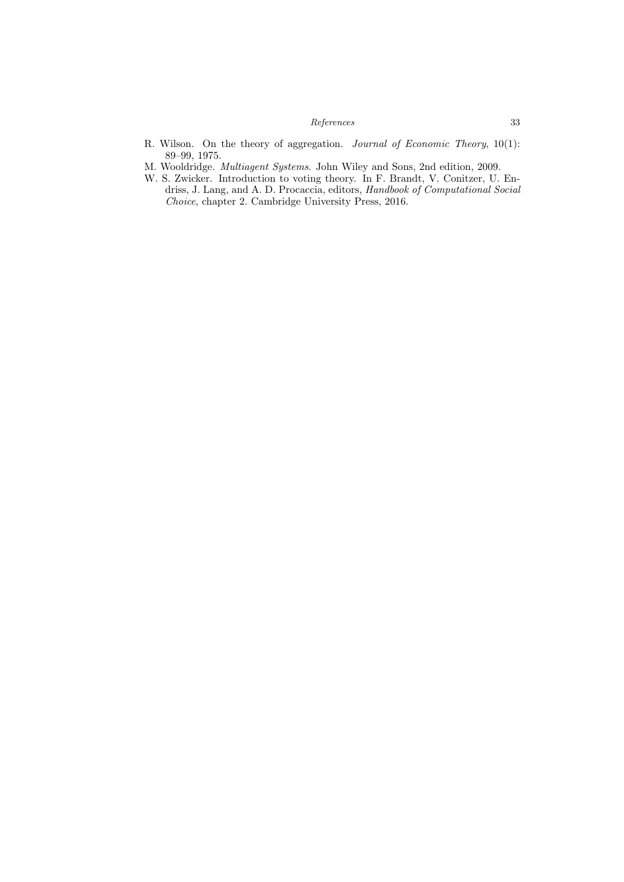R. Wilson. On the theory of aggregation. *Journal of Economic Theory*, 10(1): 89–99, 1975.

M. Wooldridge. *Multiagent Systems*. John Wiley and Sons, 2nd edition, 2009.

W. S. Zwicker. Introduction to voting theory. In F. Brandt, V. Conitzer, U. Endriss, J. Lang, and A. D. Procaccia, editors, *Handbook of Computational Social Choice*, chapter 2. Cambridge University Press, 2016.